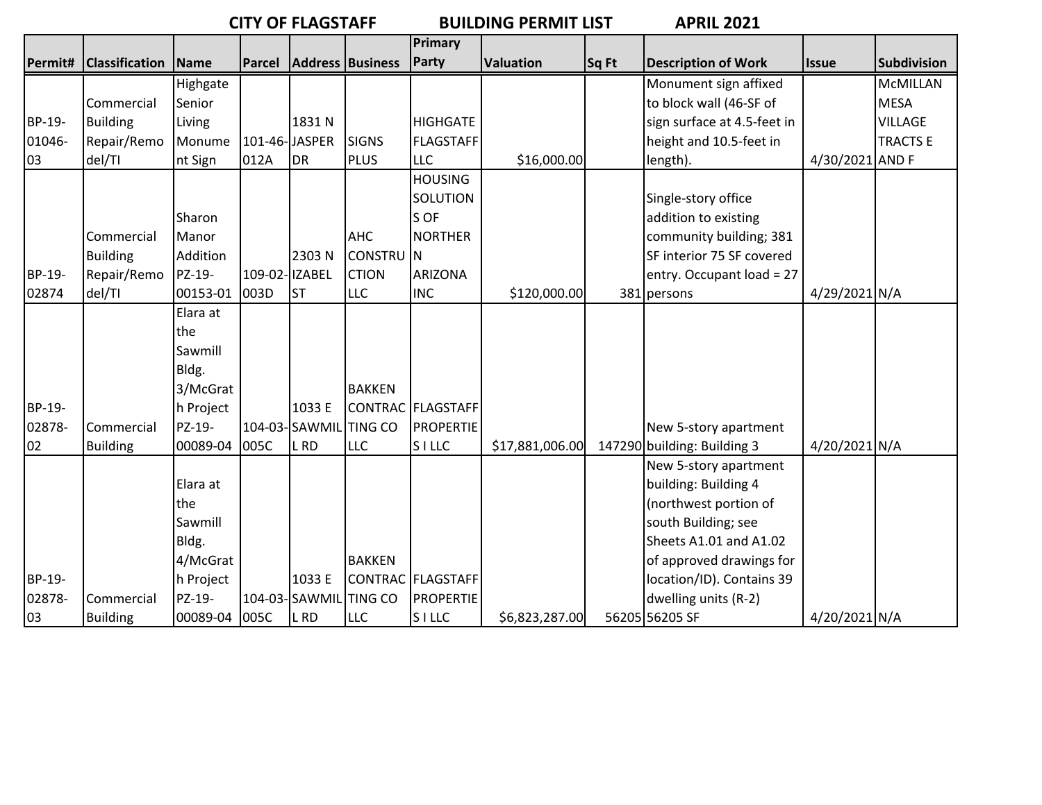# CITY OF FLAGSTAFF BUILDING PERMIT LIST APRIL 2021

| Permit# | Classification | Name | Parcel | Address | Business | Primary Party | Valuation | Sq Ft | Description of Work | Issue | Subdivision |
|---|---|---|---|---|---|---|---|---|---|---|---|
| BP-19-01046-03 | Commercial Building Repair/Remodel/TI | Highgate Senior Living Monument Sign | 101-46-012A | 1831 N JASPER DR | SIGNS PLUS | HIGHGATE FLAGSTAFF LLC | $16,000.00 | | Monument sign affixed to block wall (46-SF of sign surface at 4.5-feet in height and 10.5-feet in length). | 4/30/2021 | McMILLAN MESA VILLAGE TRACTS E AND F |
| BP-19-02874 | Commercial Building Repair/Remodel/TI | Sharon Manor Addition PZ-19-00153-01 | 109-02-003D | 2303 N IZABEL ST | AHC CONSTRUCTION LLC | HOUSING SOLUTIONS OF NORTHERN ARIZONA INC | $120,000.00 | 381 | Single-story office addition to existing community building; 381 SF interior 75 SF covered entry. Occupant load = 27 persons | 4/29/2021 | N/A |
| BP-19-02878-02 | Commercial Building | Elara at the Sawmill Bldg. 3/McGrath Project PZ-19-00089-04 | 104-03-005C | 1033 E SAWMILL RD | BAKKEN CONTRACTING CO LLC | FLAGSTAFF PROPERTIES I LLC | $17,881,006.00 | 147290 | New 5-story apartment building: Building 3 | 4/20/2021 | N/A |
| BP-19-02878-03 | Commercial Building | Elara at the Sawmill Bldg. 4/McGrath Project PZ-19-00089-04 | 104-03-005C | 1033 E SAWMILL RD | BAKKEN CONTRACTING CO LLC | FLAGSTAFF PROPERTIES I LLC | $6,823,287.00 | 56205 | New 5-story apartment building: Building 4 (northwest portion of south Building; see Sheets A1.01 and A1.02 of approved drawings for location/ID). Contains 39 dwelling units (R-2) 56205 SF | 4/20/2021 | N/A |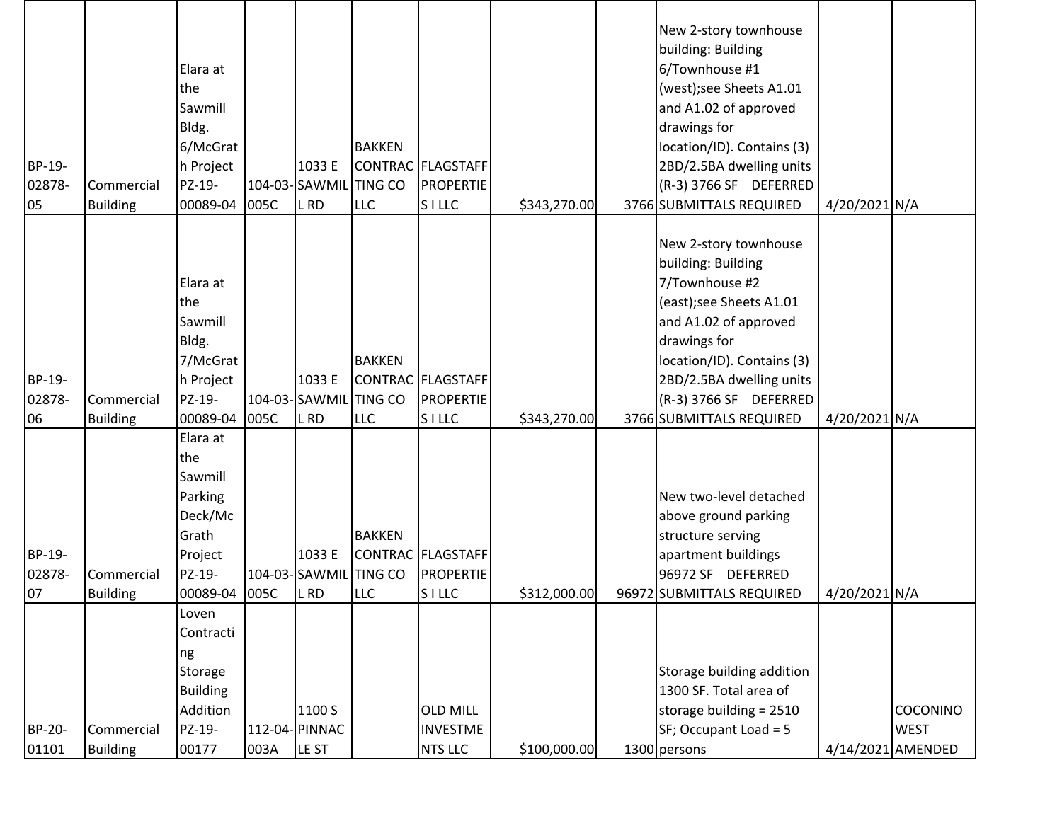| | | | | | | | | | | | |
|---|---|---|---|---|---|---|---|---|---|---|---|
| BP-19-02878-05 | Commercial Building | Elara at the Sawmill Bldg. 6/McGrath Project PZ-19-00089-04 | 104-03-005C | 1033 E SAWMILL RD | BAKKEN CONTRACTING CO LLC | FLAGSTAFF PROPERTIES I LLC | $343,270.00 | 3766 | New 2-story townhouse building: Building 6/Townhouse #1 (west);see Sheets A1.01 and A1.02 of approved drawings for location/ID). Contains (3) 2BD/2.5BA dwelling units (R-3) 3766 SF DEFERRED SUBMITTALS REQUIRED | 4/20/2021 | N/A |
| BP-19-02878-06 | Commercial Building | Elara at the Sawmill Bldg. 7/McGrath Project PZ-19-00089-04 | 104-03-005C | 1033 E SAWMILL RD | BAKKEN CONTRACTING CO LLC | FLAGSTAFF PROPERTIES I LLC | $343,270.00 | 3766 | New 2-story townhouse building: Building 7/Townhouse #2 (east);see Sheets A1.01 and A1.02 of approved drawings for location/ID). Contains (3) 2BD/2.5BA dwelling units (R-3) 3766 SF DEFERRED SUBMITTALS REQUIRED | 4/20/2021 | N/A |
| BP-19-02878-07 | Commercial Building | Elara at the Sawmill Parking Deck/McGrath Project PZ-19-00089-04 | 104-03-005C | 1033 E SAWMILL RD | BAKKEN CONTRACTING CO LLC | FLAGSTAFF PROPERTIES I LLC | $312,000.00 | 96972 | New two-level detached above ground parking structure serving apartment buildings 96972 SF DEFERRED SUBMITTALS REQUIRED | 4/20/2021 | N/A |
| BP-20-01101 | Commercial Building | Loven Contracting Storage Building Addition PZ-19-00177 | 112-04-003A | 1100 S PINNACLE ST | | OLD MILL INVESTMENTS LLC | $100,000.00 | 1300 | Storage building addition 1300 SF. Total area of storage building = 2510 SF; Occupant Load = 5 persons | 4/14/2021 | COCONINO WEST AMENDED |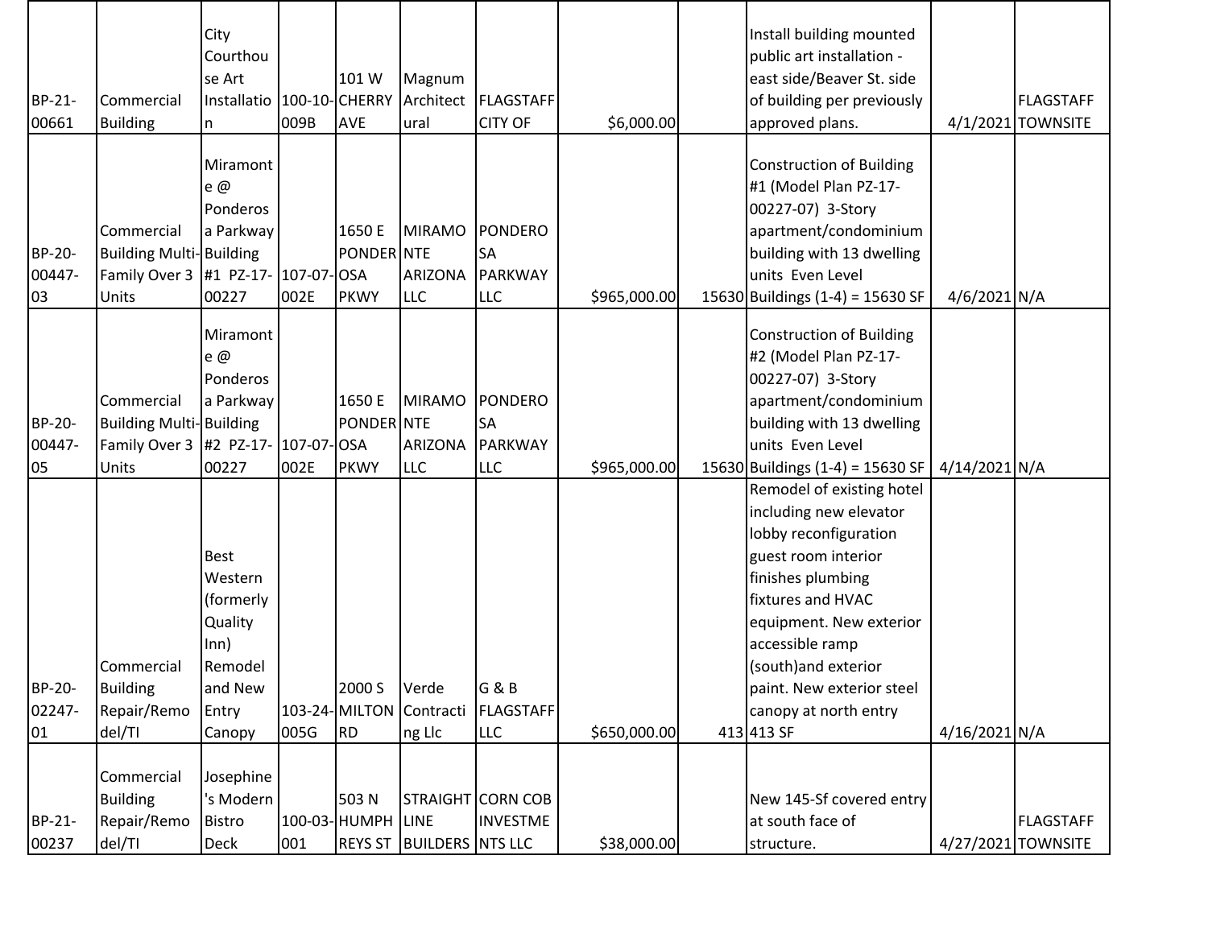| | | | | | | | | | | | |
|---|---|---|---|---|---|---|---|---|---|---|---|
| BP-21-00661 | Commercial Building | City Courthouse Art Installation | 100-10-009B | 101 W CHERRY AVE | Magnum Architectural | FLAGSTAFF CITY OF | $6,000.00 | | Install building mounted public art installation - east side/Beaver St. side of building per previously approved plans. | 4/1/2021 | FLAGSTAFF TOWNSITE |
| BP-20-00447-03 | Commercial Building Multi-Family Over 3 Units | Miramonte @ Ponderosa Parkway Building #1 PZ-17-00227 | 107-07-002E | 1650 E PONDEROSA PKWY | MIRAMONTE ARIZONA LLC | PONDEROSA PARKWAY LLC | $965,000.00 | 15630 | Construction of Building #1 (Model Plan PZ-17-00227-07) 3-Story apartment/condominium building with 13 dwelling units Even Level Buildings (1-4) = 15630 SF | 4/6/2021 | N/A |
| BP-20-00447-05 | Commercial Building Multi-Family Over 3 Units | Miramonte @ Ponderosa Parkway Building #2 PZ-17-00227 | 107-07-002E | 1650 E PONDEROSA PKWY | MIRAMONTE ARIZONA LLC | PONDEROSA PARKWAY LLC | $965,000.00 | 15630 | Construction of Building #2 (Model Plan PZ-17-00227-07) 3-Story apartment/condominium building with 13 dwelling units Even Level Buildings (1-4) = 15630 SF | 4/14/2021 | N/A |
| BP-20-02247-01 | Commercial Building Repair/Remodel/TI | Best Western (formerly Quality Inn) Remodel and New Entry Canopy | 103-24-005G | 2000 S MILTON RD | Verde Contracting Llc | G & B FLAGSTAFF LLC | $650,000.00 | 413 | Remodel of existing hotel including new elevator lobby reconfiguration guest room interior finishes plumbing fixtures and HVAC equipment. New exterior accessible ramp (south)and exterior paint. New exterior steel canopy at north entry 413 SF | 4/16/2021 | N/A |
| BP-21-00237 | Commercial Building Repair/Remodel/TI | Josephine's Modern Bistro Deck | 100-03-001 | 503 N HUMPHREYS ST | STRAIGHT LINE BUILDERS | CORN COB INVESTMENTS LLC | $38,000.00 | | New 145-Sf covered entry at south face of structure. | 4/27/2021 | FLAGSTAFF TOWNSITE |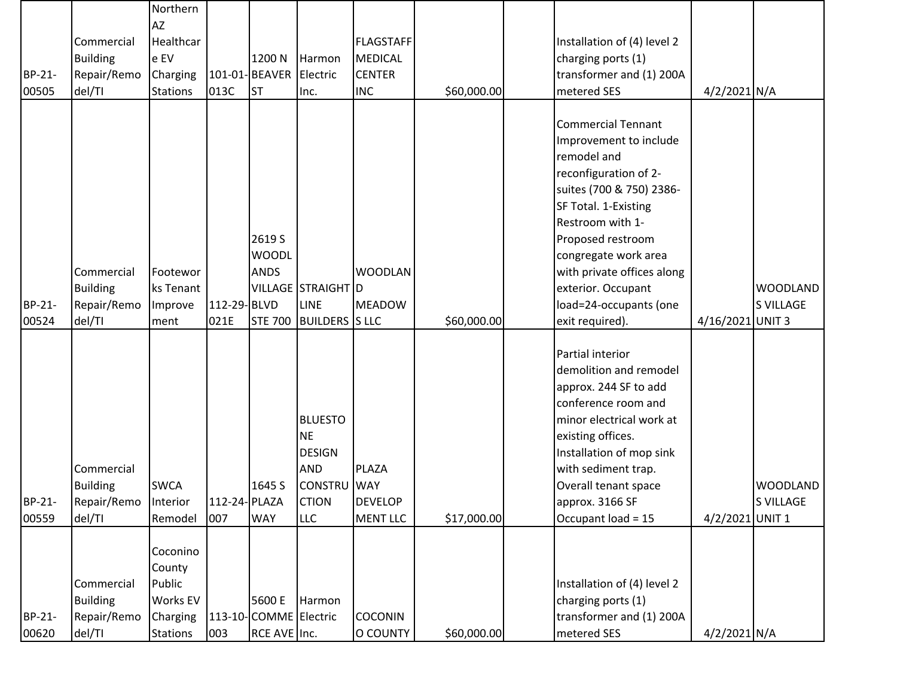| | | | | | | | | | | | |
|---|---|---|---|---|---|---|---|---|---|---|---|
| BP-21-00505 | Commercial Building Repair/Remodel/TI | Northern AZ Healthcare EV Charging Stations | 101-01-013C | 1200 N BEAVER ST | Harmon Electric Inc. | FLAGSTAFF MEDICAL CENTER INC | $60,000.00 | | Installation of (4) level 2 charging ports (1) transformer and (1) 200A metered SES | 4/2/2021 | N/A |
| BP-21-00524 | Commercial Building Repair/Remodel/TI | Footeworks Tenant Improvement | 112-29-021E | 2619 S WOODLANDS VILLAGE BLVD STE 700 | STRAIGHT LINE BUILDERS | WOODLAND MEADOWS LLC | $60,000.00 | | Commercial Tennant Improvement to include remodel and reconfiguration of 2-suites (700 & 750) 2386-SF Total. 1-Existing Restroom with 1-Proposed restroom congregate work area with private offices along exterior. Occupant load=24-occupants (one exit required). | 4/16/2021 | WOODLANDS VILLAGE UNIT 3 |
| BP-21-00559 | Commercial Building Repair/Remodel/TI | SWCA Interior Remodel | 112-24-007 | 1645 S PLAZA WAY | BLUESTONE DESIGN AND CONSTRUCTION LLC | PLAZA WAY DEVELOPMENT LLC | $17,000.00 | | Partial interior demolition and remodel approx. 244 SF to add conference room and minor electrical work at existing offices. Installation of mop sink with sediment trap. Overall tenant space approx. 3166 SF Occupant load = 15 | 4/2/2021 | WOODLANDS VILLAGE UNIT 1 |
| BP-21-00620 | Commercial Building Repair/Remodel/TI | Coconino County Public Works EV Charging Stations | 113-10-003 | 5600 E COMMERCE AVE | Harmon Electric Inc. | COCONINO COUNTY | $60,000.00 | | Installation of (4) level 2 charging ports (1) transformer and (1) 200A metered SES | 4/2/2021 | N/A |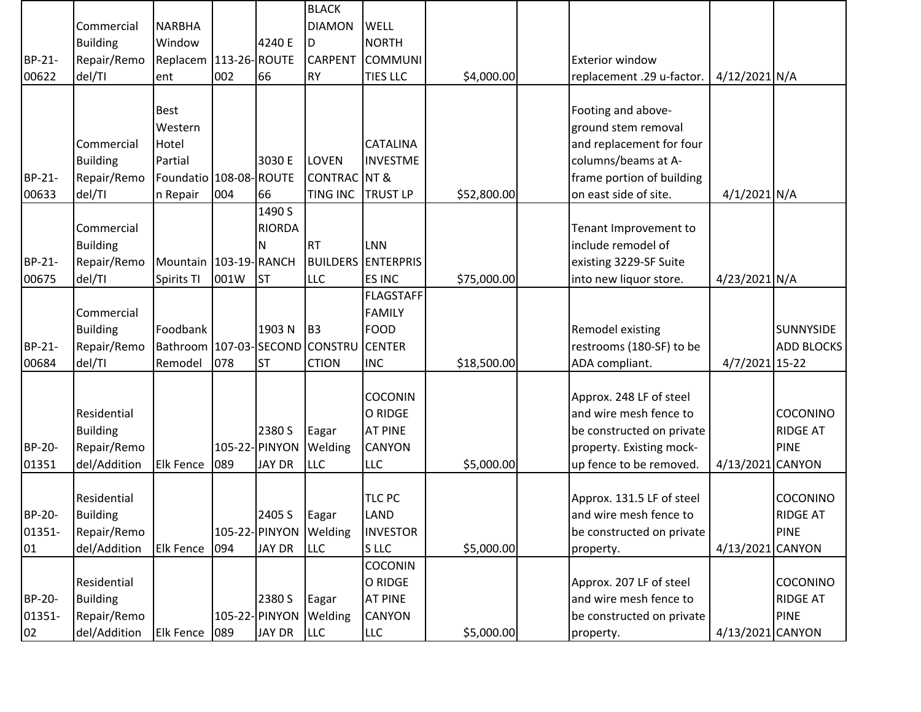| | | | | | | | | | | | |
|---|---|---|---|---|---|---|---|---|---|---|---|
| BP-21-00622 | Commercial Building Repair/Remodel/TI | NARBHA Window Replacement | 113-26-002 | 4240 E ROUTE 66 | BLACK DIAMOND CARPENTRY | WELL NORTH COMMUNITIES LLC | $4,000.00 | | Exterior window replacement .29 u-factor. | 4/12/2021 | N/A |
| BP-21-00633 | Commercial Building Repair/Remodel/TI | Best Western Hotel Partial Foundation Repair | 108-08-004 | 3030 E ROUTE 66 | LOVEN CONTRACTING INC | CATALINA INVESTMENT & TRUST LP | $52,800.00 | | Footing and above-ground stem removal and replacement for four columns/beams at A-frame portion of building on east side of site. | 4/1/2021 | N/A |
| BP-21-00675 | Commercial Building Repair/Remodel/TI | Mountain Spirits TI | 103-19-001W | 1490 S RIORDAN RANCH ST | RT BUILDERS LLC | LNN ENTERPRISES INC | $75,000.00 | | Tenant Improvement to include remodel of existing 3229-SF Suite into new liquor store. | 4/23/2021 | N/A |
| BP-21-00684 | Commercial Building Repair/Remodel/TI | Foodbank Bathroom Remodel | 107-03-078 | 1903 N SECOND ST | B3 CONSTRUCTION | FLAGSTAFF FAMILY FOOD CENTER INC | $18,500.00 | | Remodel existing restrooms (180-SF) to be ADA compliant. | 4/7/2021 | SUNNYSIDE ADD BLOCKS 15-22 |
| BP-20-01351 | Residential Building Repair/Remodel/Addition | Elk Fence | 105-22-089 | 2380 S PINYON JAY DR | Eagar Welding LLC | COCONINO RIDGE AT PINE CANYON LLC | $5,000.00 | | Approx. 248 LF of steel and wire mesh fence to be constructed on private property. Existing mock-up fence to be removed. | 4/13/2021 | COCONINO RIDGE AT PINE CANYON |
| BP-20-01351-01 | Residential Building Repair/Remodel/Addition | Elk Fence | 105-22-094 | 2405 S PINYON JAY DR | Eagar Welding LLC | TLC PC LAND INVESTORS LLC | $5,000.00 | | Approx. 131.5 LF of steel and wire mesh fence to be constructed on private property. | 4/13/2021 | COCONINO RIDGE AT PINE CANYON |
| BP-20-01351-02 | Residential Building Repair/Remodel/Addition | Elk Fence | 105-22-089 | 2380 S PINYON JAY DR | Eagar Welding LLC | COCONINO RIDGE AT PINE CANYON LLC | $5,000.00 | | Approx. 207 LF of steel and wire mesh fence to be constructed on private property. | 4/13/2021 | COCONINO RIDGE AT PINE CANYON |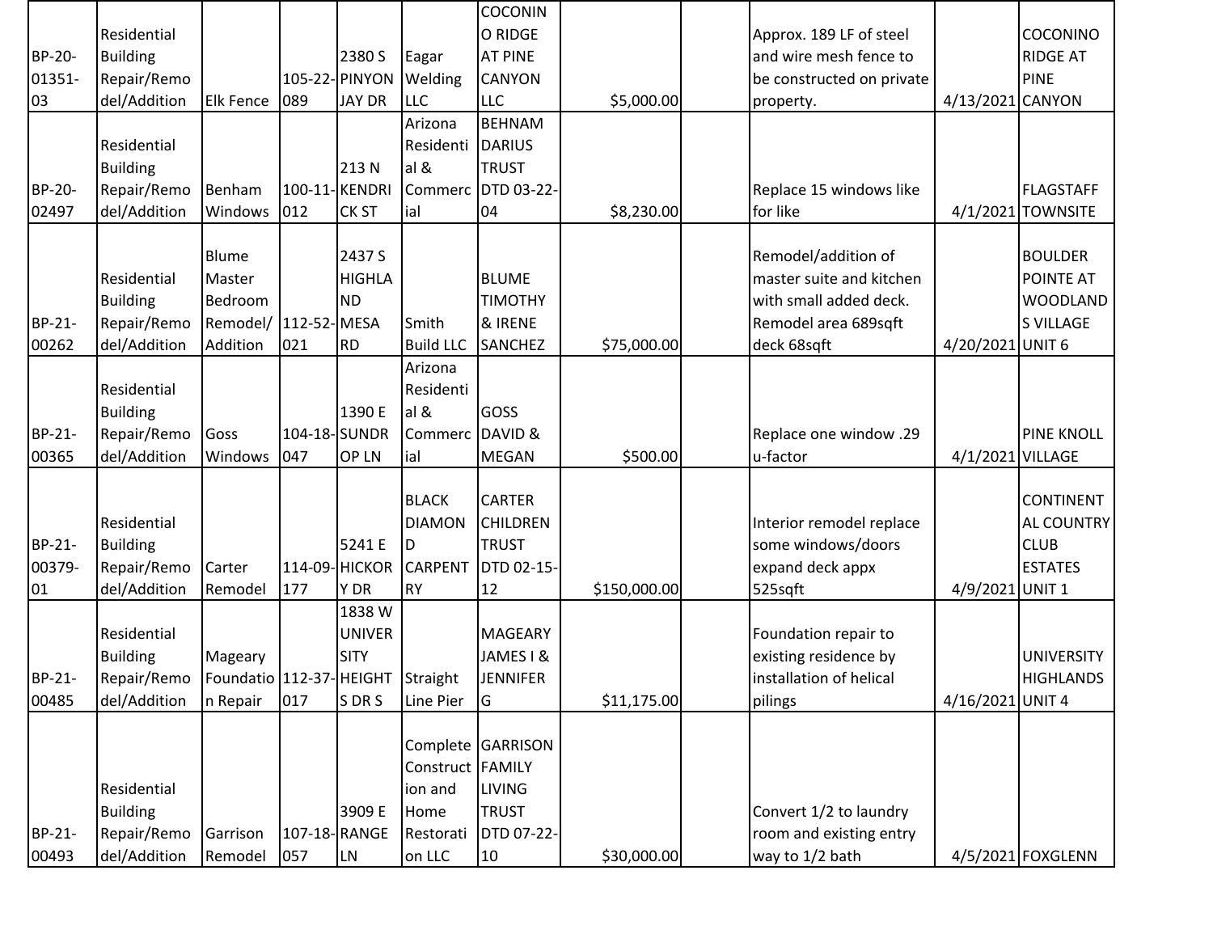| | | | | | | | | | | | |
|---|---|---|---|---|---|---|---|---|---|---|---|
| BP-20-01351-03 | Residential Building Repair/Remodel/Addition | Elk Fence | 105-22-089 | 2380 S PINYON JAY DR | Eagar Welding LLC | COCONINO RIDGE AT PINE CANYON LLC | $5,000.00 | | Approx. 189 LF of steel and wire mesh fence to be constructed on private property. | 4/13/2021 | COCONINO RIDGE AT PINE CANYON |
| BP-20-02497 | Residential Building Repair/Remodel/Addition | Benham Windows | 100-11-012 | 213 N KENDRICK ST | Arizona Residential & Commercial | BEHNAM DARIUS TRUST DTD 03-22-04 | $8,230.00 | | Replace 15 windows like for like | 4/1/2021 | FLAGSTAFF TOWNSITE |
| BP-21-00262 | Residential Building Repair/Remodel/Addition | Blume Master Bedroom Remodel/Addition | 112-52-021 | 2437 S HIGHLAND MESA RD | Smith Build LLC | BLUME TIMOTHY & IRENE SANCHEZ | $75,000.00 | | Remodel/addition of master suite and kitchen with small added deck. Remodel area 689sqft deck 68sqft | 4/20/2021 | BOULDER POINTE AT WOODLANDS VILLAGE UNIT 6 |
| BP-21-00365 | Residential Building Repair/Remodel/Addition | Goss Windows | 104-18-047 | 1390 E SUNDROP LN | Arizona Residential & Commercial | GOSS DAVID & MEGAN | $500.00 | | Replace one window .29 u-factor | 4/1/2021 | PINE KNOLL VILLAGE |
| BP-21-00379-01 | Residential Building Repair/Remodel/Addition | Carter Remodel | 114-09-177 | 5241 E HICKORY DR | BLACK DIAMOND CARPENTRY | CARTER CHILDREN TRUST DTD 02-15-12 | $150,000.00 | | Interior remodel replace some windows/doors expand deck appx 525sqft | 4/9/2021 | CONTINENTAL COUNTRY CLUB ESTATES UNIT 1 |
| BP-21-00485 | Residential Building Repair/Remodel/Addition | Mageary Foundation Repair | 112-37-017 | 1838 W UNIVERSITY HEIGHTS DR S | Straight Line Pier | MAGEARY JAMES I & JENNIFER G | $11,175.00 | | Foundation repair to existing residence by installation of helical pilings | 4/16/2021 | UNIVERSITY HIGHLANDS UNIT 4 |
| BP-21-00493 | Residential Building Repair/Remodel/Addition | Garrison Remodel | 107-18-057 | 3909 E RANGE LN | Complete Construction and Home Restoration LLC | GARRISON FAMILY LIVING TRUST DTD 07-22-10 | $30,000.00 | | Convert 1/2 to laundry room and existing entry way to 1/2 bath | 4/5/2021 | FOXGLENN |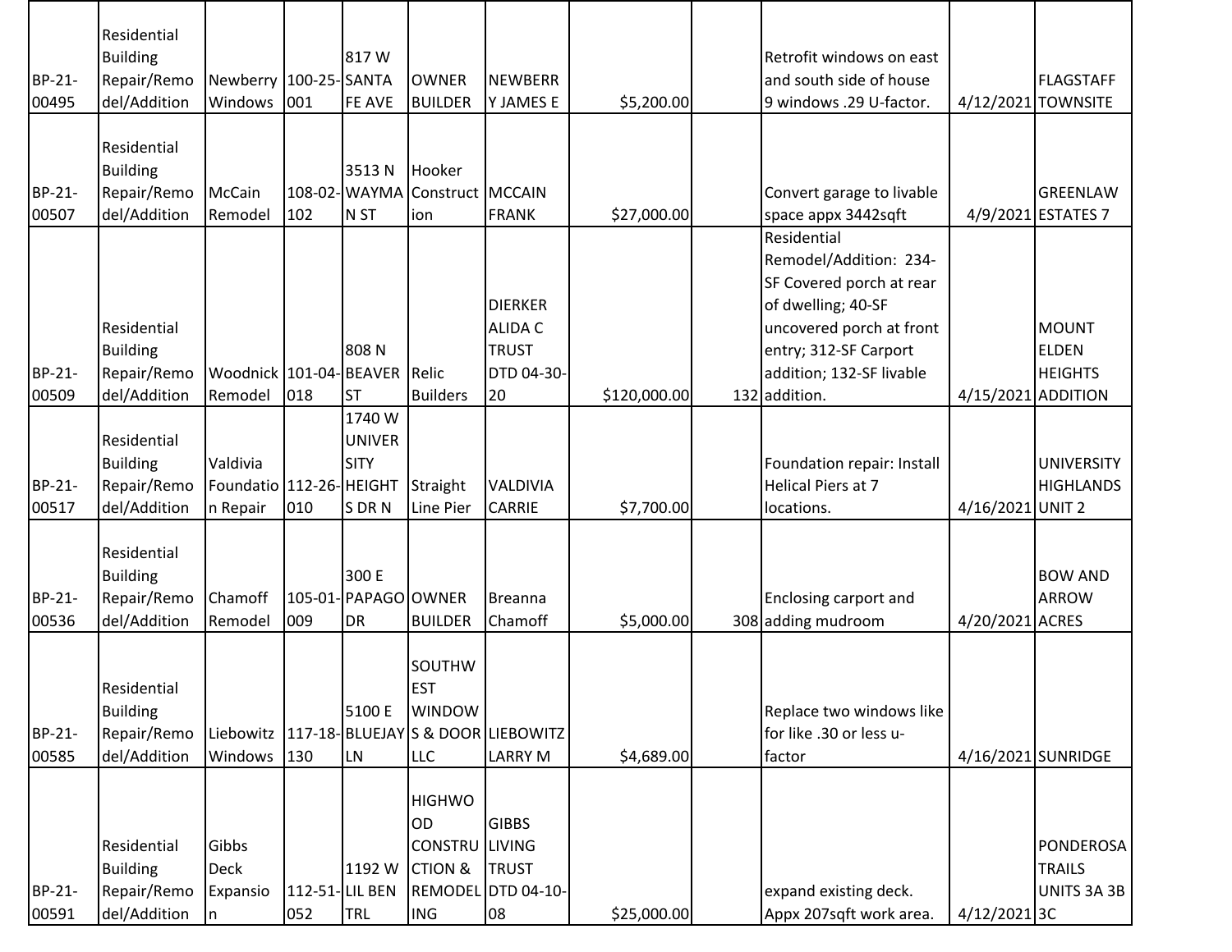| | | | | | | | | | | | |
|---|---|---|---|---|---|---|---|---|---|---|---|
| BP-21-00495 | Residential Building Repair/Remodel/Addition | Newberry Windows | 100-25-001 | 817 W SANTA FE AVE | OWNER BUILDER | NEWBERRY JAMES E | $5,200.00 | | Retrofit windows on east and south side of house 9 windows .29 U-factor. | 4/12/2021 | FLAGSTAFF TOWNSITE |
| BP-21-00507 | Residential Building Repair/Remodel/Addition | McCain Remodel | 108-02-102 | 3513 N WAYMAN ST | Hooker Construction | MCCAIN FRANK | $27,000.00 | | Convert garage to livable space appx 3442sqft | 4/9/2021 | GREENLAW ESTATES 7 |
| BP-21-00509 | Residential Building Repair/Remodel/Addition | Woodnick Remodel | 101-04-018 | 808 N BEAVER ST | Relic Builders | DIERKER ALIDA C TRUST DTD 04-30-20 | $120,000.00 | 132 | Residential Remodel/Addition: 234-SF Covered porch at rear of dwelling; 40-SF uncovered porch at front entry; 312-SF Carport addition; 132-SF livable addition. | 4/15/2021 | MOUNT ELDEN HEIGHTS ADDITION |
| BP-21-00517 | Residential Building Repair/Remodel/Addition | Valdivia Foundation Repair | 112-26-010 | 1740 W UNIVERSITY HEIGHTS DR N | Straight Line Pier | VALDIVIA CARRIE | $7,700.00 | | Foundation repair: Install Helical Piers at 7 locations. | 4/16/2021 | UNIVERSITY HIGHLANDS UNIT 2 |
| BP-21-00536 | Residential Building Repair/Remodel/Addition | Chamoff Remodel | 105-01-009 | 300 E PAPAGO DR | OWNER BUILDER | Breanna Chamoff | $5,000.00 | 308 | Enclosing carport and adding mudroom | 4/20/2021 | BOW AND ARROW ACRES |
| BP-21-00585 | Residential Building Repair/Remodel/Addition | Liebowitz Windows | 117-18-130 | 5100 E BLUEJAY LN | SOUTHWEST WINDOWS & DOOR LLC | LIEBOWITZ LARRY M | $4,689.00 | | Replace two windows like for like .30 or less u-factor | 4/16/2021 | SUNRIDGE |
| BP-21-00591 | Residential Building Repair/Remodel/Addition | Gibbs Deck Expansion | 112-51-052 | 1192 W LIL BEN TRL | HIGHWOOD CONSTRUCTION & REMODELING | GIBBS LIVING TRUST DTD 04-10-08 | $25,000.00 | | expand existing deck. Appx 207sqft work area. | 4/12/2021 | PONDEROSA TRAILS UNITS 3A 3B 3C |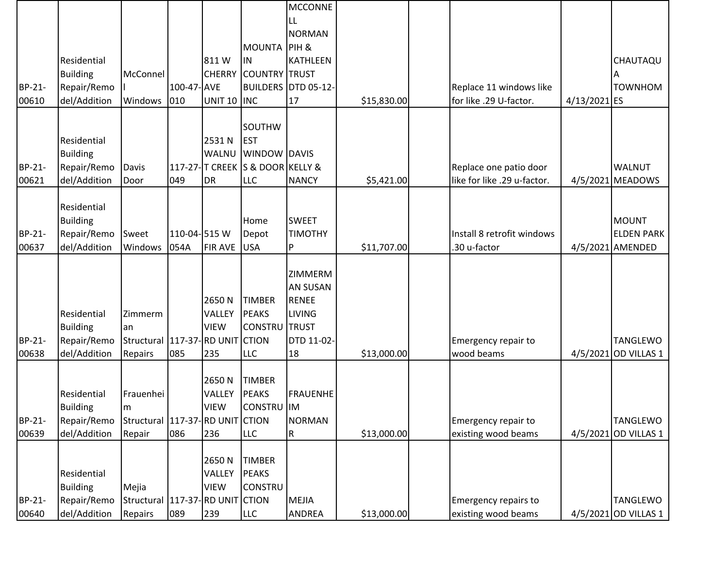| BP-21-00610 | Residential Building Repair/Remodel/Addition | McConnell Windows | 100-47-010 | 811 W CHERRY AVE UNIT 10 | MOUNTAIN COUNTRY BUILDERS INC | MCCONNELL NORMAN PIH & KATHLEEN TRUST DTD 05-12-17 | $15,830.00 | | Replace 11 windows like for like .29 U-factor. | 4/13/2021 | CHAUTAQUA TOWNHOMES |
|---|---|---|---|---|---|---|---|---|---|---|---|
| BP-21-00621 | Residential Building Repair/Remodel/Addition | Davis Door | 117-27-049 | 2531 N WALNUT CREEK DR | SOUTHWEST WINDOWS & DOOR LLC | DAVIS KELLY & NANCY | $5,421.00 | | Replace one patio door like for like .29 u-factor. | 4/5/2021 | WALNUT MEADOWS |
| BP-21-00637 | Residential Building Repair/Remodel/Addition | Sweet Windows | 110-04-054A | 515 W FIR AVE | Home Depot USA | SWEET TIMOTHY P | $11,707.00 | | Install 8 retrofit windows .30 u-factor | 4/5/2021 | MOUNT ELDEN PARK AMENDED |
| BP-21-00638 | Residential Building Repair/Remodel/Addition | Zimmerman Structural Repairs | 117-37-085 | 2650 N VALLEY VIEW RD UNIT 235 | TIMBER PEAKS CONSTRUCTION LLC | ZIMMERMAN SUSAN RENEE LIVING TRUST DTD 11-02-18 | $13,000.00 | | Emergency repair to wood beams | 4/5/2021 | TANGLEWOOD VILLAS 1 |
| BP-21-00639 | Residential Building Repair/Remodel/Addition | Frauenheim Structural Repair | 117-37-086 | 2650 N VALLEY VIEW RD UNIT 236 | TIMBER PEAKS CONSTRUCTION LLC | FRAUENHEIM NORMAN R | $13,000.00 | | Emergency repair to existing wood beams | 4/5/2021 | TANGLEWOOD VILLAS 1 |
| BP-21-00640 | Residential Building Repair/Remodel/Addition | Mejia Structural Repairs | 117-37-089 | 2650 N VALLEY VIEW RD UNIT 239 | TIMBER PEAKS CONSTRUCTION LLC | MEJIA ANDREA | $13,000.00 | | Emergency repairs to existing wood beams | 4/5/2021 | TANGLEWOOD VILLAS 1 |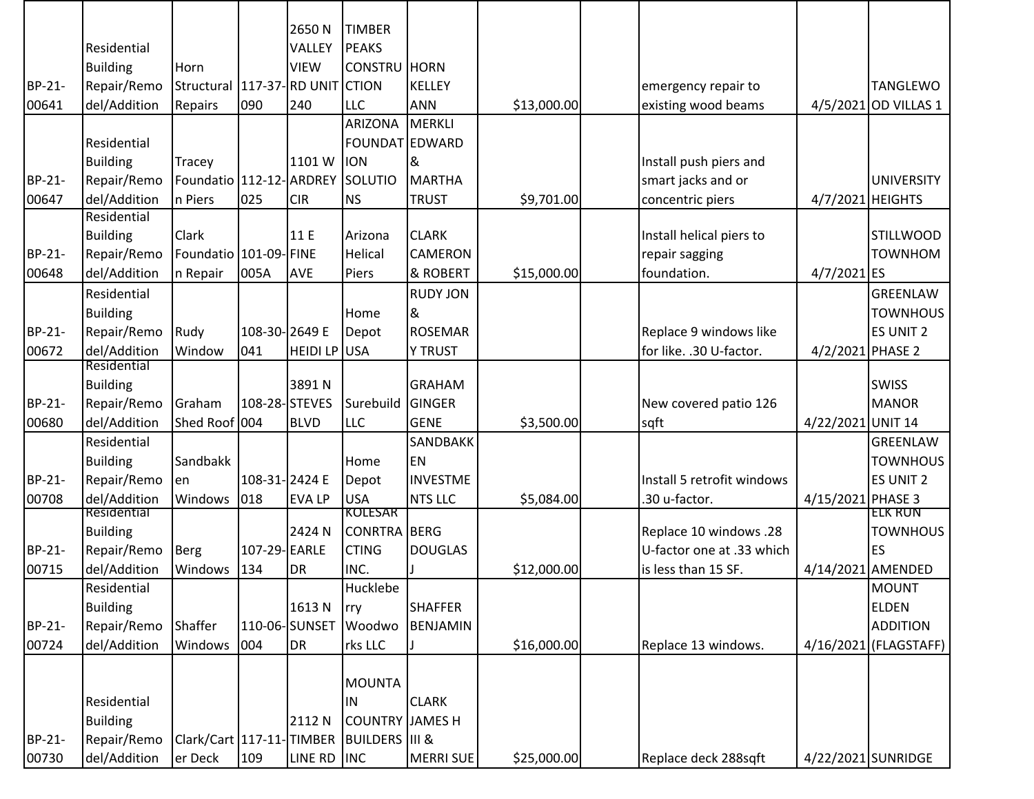| | | | | | | | | | | | | |
|---|---|---|---|---|---|---|---|---|---|---|---|---|
| BP-21-00641 | Residential Building Repair/Remodel/Addition | Horn Structural Repairs | 117-37-090 | 2650 N VALLEY VIEW RD UNIT 240 | TIMBER PEAKS CONSTRUCTION LLC | HORN KELLEY ANN | $13,000.00 | | emergency repair to existing wood beams | | 4/5/2021 | TANGLEWOOD VILLAS 1 |
| BP-21-00647 | Residential Building Repair/Remodel/Addition | Tracey Foundation Piers | 112-12-025 | 1101 W ARDREY CIR | ARIZONA FOUNDATION SOLUTIONS | MERKLI EDWARD & MARTHA TRUST | $9,701.00 | | Install push piers and smart jacks and or concentric piers | | 4/7/2021 | UNIVERSITY HEIGHTS |
| BP-21-00648 | Residential Building Repair/Remodel/Addition | Clark Foundation Repair | 101-09-005A | 11 E FINE AVE | Arizona Helical Piers | CLARK CAMERON & ROBERT | $15,000.00 | | Install helical piers to repair sagging foundation. | | 4/7/2021 | STILLWOOD TOWNHOMES |
| BP-21-00672 | Residential Building Repair/Remodel/Addition | Rudy Window | 108-30-041 | 2649 E HEIDI LP | Home Depot USA | RUDY JON & ROSEMARY TRUST | | | Replace 9 windows like for like. .30 U-factor. | | 4/2/2021 | GREENLAW TOWNHOUSES UNIT 2 PHASE 2 |
| BP-21-00680 | Residential Building Repair/Remodel/Addition | Graham Shed Roof | 108-28-004 | 3891 N STEVES BLVD | Surebuild LLC | GRAHAM GINGER GENE | $3,500.00 | | New covered patio 126 sqft | | 4/22/2021 | SWISS MANOR UNIT 14 |
| BP-21-00708 | Residential Building Repair/Remodel/Addition | Sandbakken Windows | 108-31-018 | 2424 E EVA LP | Home Depot USA | SANDBAKKEN INVESTMENTS LLC | $5,084.00 | | Install 5 retrofit windows .30 u-factor. | | 4/15/2021 | GREENLAW TOWNHOUSES UNIT 2 PHASE 3 |
| BP-21-00715 | Residential Building Repair/Remodel/Addition | Berg Windows | 107-29-134 | 2424 N EARLE DR | KOLESAR CONRTRACTING INC. | BERG DOUGLAS J | $12,000.00 | | Replace 10 windows .28 U-factor one at .33 which is less than 15 SF. | | 4/14/2021 | ELK RUN TOWNHOUSES AMENDED |
| BP-21-00724 | Residential Building Repair/Remodel/Addition | Shaffer Windows | 110-06-004 | 1613 N SUNSET DR | Huckleberry Woodworks LLC | SHAFFER BENJAMIN J | $16,000.00 | | Replace 13 windows. | | 4/16/2021 | MOUNT ELDEN ADDITION (FLAGSTAFF) |
| BP-21-00730 | Residential Building Repair/Remodel/Addition | Clark/Carter Deck | 117-11-109 | 2112 N TIMBER LINE RD | MOUNTAIN COUNTRY BUILDERS INC | CLARK JAMES H III & MERRI SUE | $25,000.00 | | Replace deck 288sqft | | 4/22/2021 | SUNRIDGE |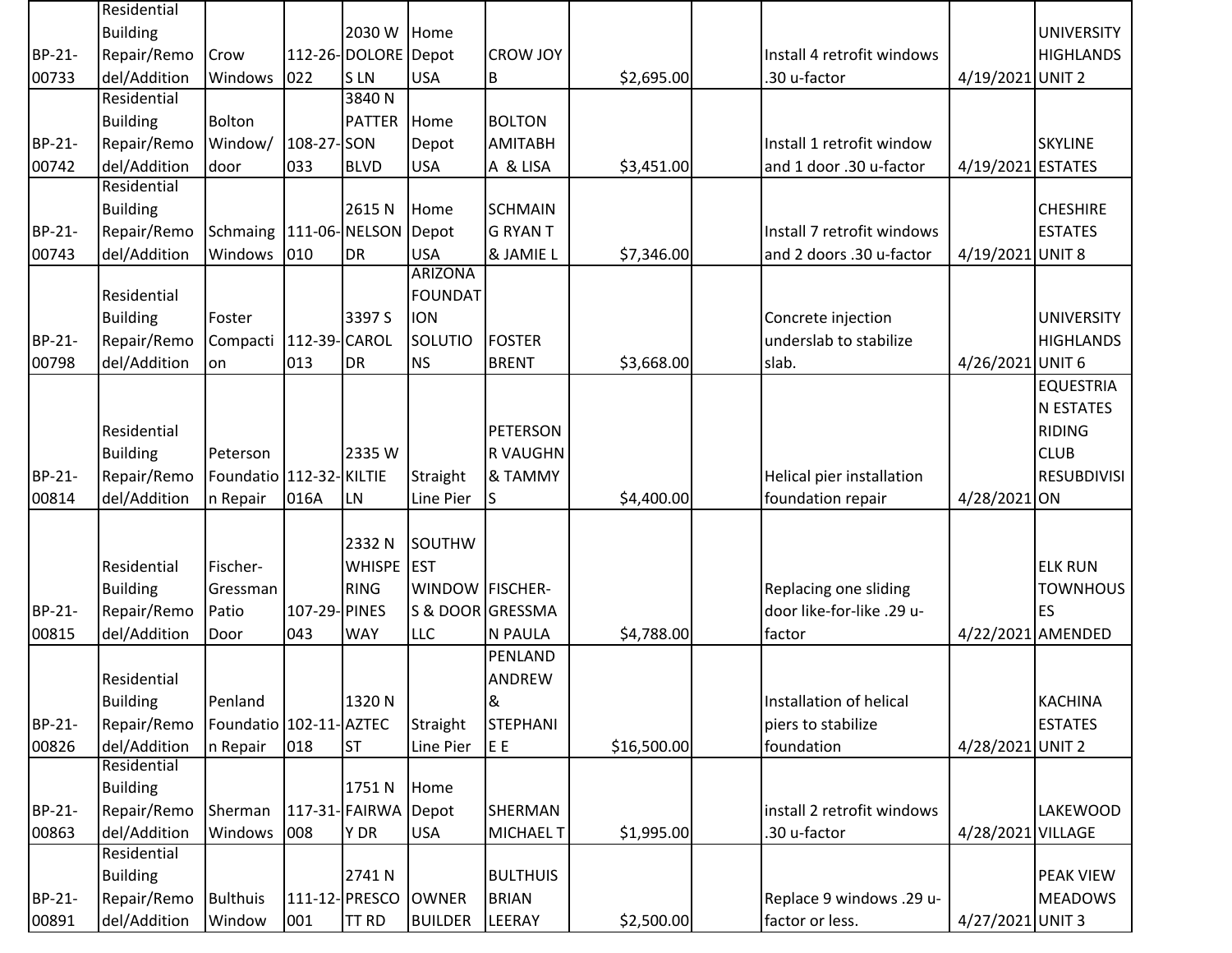| | | | | | | | | | | | |
|---|---|---|---|---|---|---|---|---|---|---|---|
| BP-21-00733 | Residential Building Repair/Remodel/Addition | Crow Windows | 112-26-022 | 2030 W DOLORES LN | Home Depot USA | CROW JOY B | $2,695.00 | | Install 4 retrofit windows .30 u-factor | 4/19/2021 | UNIVERSITY HIGHLANDS UNIT 2 |
| BP-21-00742 | Residential Building Repair/Remodel/Addition | Bolton Window/door | 108-27-033 | 3840 N PATTERSON BLVD | Home Depot USA | BOLTON AMITABHA & LISA | $3,451.00 | | Install 1 retrofit window and 1 door .30 u-factor | 4/19/2021 | SKYLINE ESTATES |
| BP-21-00743 | Residential Building Repair/Remodel/Addition | Schmaing Windows | 111-06-010 | 2615 N NELSON DR | Home Depot USA | SCHMAING RYAN T & JAMIE L | $7,346.00 | | Install 7 retrofit windows and 2 doors .30 u-factor | 4/19/2021 | CHESHIRE ESTATES UNIT 8 |
| BP-21-00798 | Residential Building Repair/Remodel/Addition | Foster Compaction | 112-39-013 | 3397 S CAROL DR | ARIZONA FOUNDATION SOLUTIONS | FOSTER BRENT | $3,668.00 | | Concrete injection underslab to stabilize slab. | 4/26/2021 | UNIVERSITY HIGHLANDS UNIT 6 |
| BP-21-00814 | Residential Building Repair/Remodel/Addition | Peterson Foundation Repair | 112-32-016A | 2335 W KILTIE LN | Straight Line Pier | PETERSON R VAUGHN & TAMMY S | $4,400.00 | | Helical pier installation foundation repair | 4/28/2021 | EQUESTRIAN ESTATES RIDING CLUB RESUBDIVISION |
| BP-21-00815 | Residential Building Repair/Remodel/Addition | Fischer-Gressman Patio Door | 107-29-043 | 2332 N WHISPERING PINES WAY | SOUTHWEST WINDOWS & DOOR LLC | FISCHER-GRESSMAN PAULA | $4,788.00 | | Replacing one sliding door like-for-like .29 u-factor | 4/22/2021 | ELK RUN TOWNHOUSES AMENDED |
| BP-21-00826 | Residential Building Repair/Remodel/Addition | Penland Foundation Repair | 102-11-018 | 1320 N AZTEC ST | Straight Line Pier | PENLAND ANDREW & STEPHANIE E | $16,500.00 | | Installation of helical piers to stabilize foundation | 4/28/2021 | KACHINA ESTATES UNIT 2 |
| BP-21-00863 | Residential Building Repair/Remodel/Addition | Sherman Windows | 117-31-008 | 1751 N FAIRWAY DR | Home Depot USA | SHERMAN MICHAEL T | $1,995.00 | | install 2 retrofit windows .30 u-factor | 4/28/2021 | LAKEWOOD VILLAGE |
| BP-21-00891 | Residential Building Repair/Remodel/Addition | Bulthuis Window | 111-12-001 | 2741 N PRESCOTT RD | OWNER BUILDER | BULTHUIS BRIAN LEERAY | $2,500.00 | | Replace 9 windows .29 u-factor or less. | 4/27/2021 | PEAK VIEW MEADOWS UNIT 3 |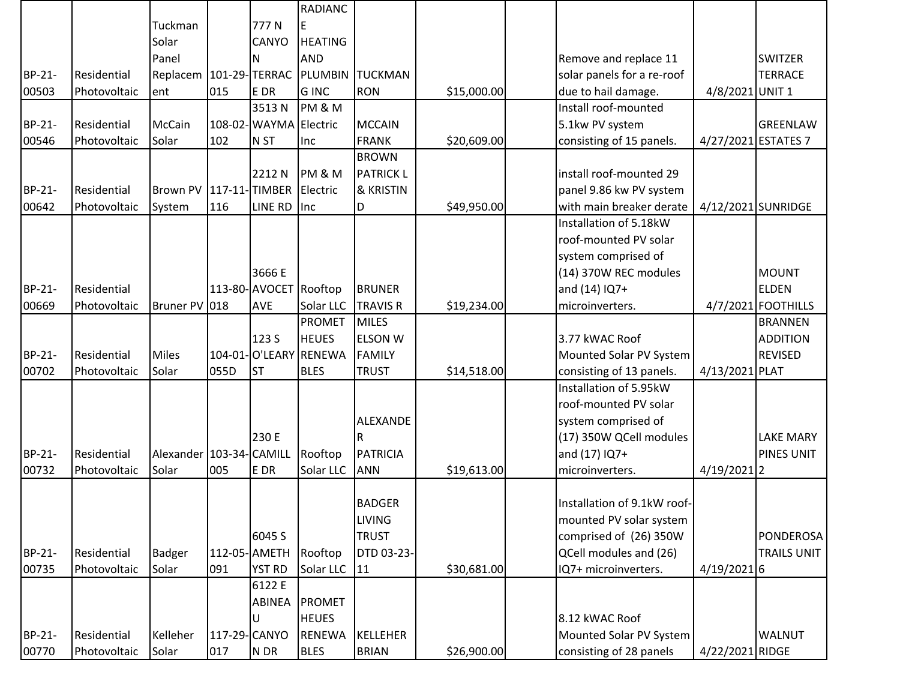| | | | | | | | | | | | |
|---|---|---|---|---|---|---|---|---|---|---|---|
| BP-21-00503 | Residential Photovoltaic | Tuckman Solar Panel Replacement | 101-29-015 | 777 N CANYON TERRACE DR | RADIANCE HEATING AND PLUMBING INC | TUCKMAN RON | $15,000.00 | | Remove and replace 11 solar panels for a re-roof due to hail damage. | 4/8/2021 | SWITZER TERRACE UNIT 1 |
| BP-21-00546 | Residential Photovoltaic | McCain Solar | 108-02-102 | 3513 N WAYMAN ST | PM & M Electric Inc | MCCAIN FRANK | $20,609.00 | | Install roof-mounted 5.1kw PV system consisting of 15 panels. | 4/27/2021 | GREENLAW ESTATES 7 |
| BP-21-00642 | Residential Photovoltaic | Brown PV System | 117-11-116 | 2212 N TIMBER LINE RD | PM & M Electric Inc | BROWN PATRICK L & KRISTIN D | $49,950.00 | | install roof-mounted 29 panel 9.86 kw PV system with main breaker derate | 4/12/2021 | SUNRIDGE |
| BP-21-00669 | Residential Photovoltaic | Bruner PV | 113-80-018 | 3666 E AVOCET AVE | Rooftop Solar LLC | BRUNER TRAVIS R | $19,234.00 | | Installation of 5.18kW roof-mounted PV solar system comprised of (14) 370W REC modules and (14) IQ7+ microinverters. | 4/7/2021 | MOUNT ELDEN FOOTHILLS |
| BP-21-00702 | Residential Photovoltaic | Miles Solar | 104-01-055D | 123 S O'LEARY ST | PROMETHEUES RENEWABLES | MILES ELSON W FAMILY TRUST | $14,518.00 | | 3.77 kWAC Roof Mounted Solar PV System consisting of 13 panels. | 4/13/2021 | BRANNEN ADDITION REVISED PLAT |
| BP-21-00732 | Residential Photovoltaic | Alexander Solar | 103-34-005 | 230 E CAMILLE DR | Rooftop Solar LLC | ALEXANDER PATRICIA ANN | $19,613.00 | | Installation of 5.95kW roof-mounted PV solar system comprised of (17) 350W QCell modules and (17) IQ7+ microinverters. | 4/19/2021 | LAKE MARY PINES UNIT 2 |
| BP-21-00735 | Residential Photovoltaic | Badger Solar | 112-05-091 | 6045 S AMETHYST RD | Rooftop Solar LLC | BADGER LIVING TRUST DTD 03-23-11 | $30,681.00 | | Installation of 9.1kW roof-mounted PV solar system comprised of (26) 350W QCell modules and (26) IQ7+ microinverters. | 4/19/2021 | PONDEROSA TRAILS UNIT 6 |
| BP-21-00770 | Residential Photovoltaic | Kelleher Solar | 117-29-017 | 6122 E ABINEAU CANYON DR | PROMETHEUES RENEWABLES | KELLEHER BRIAN | $26,900.00 | | 8.12 kWAC Roof Mounted Solar PV System consisting of 28 panels | 4/22/2021 | WALNUT RIDGE |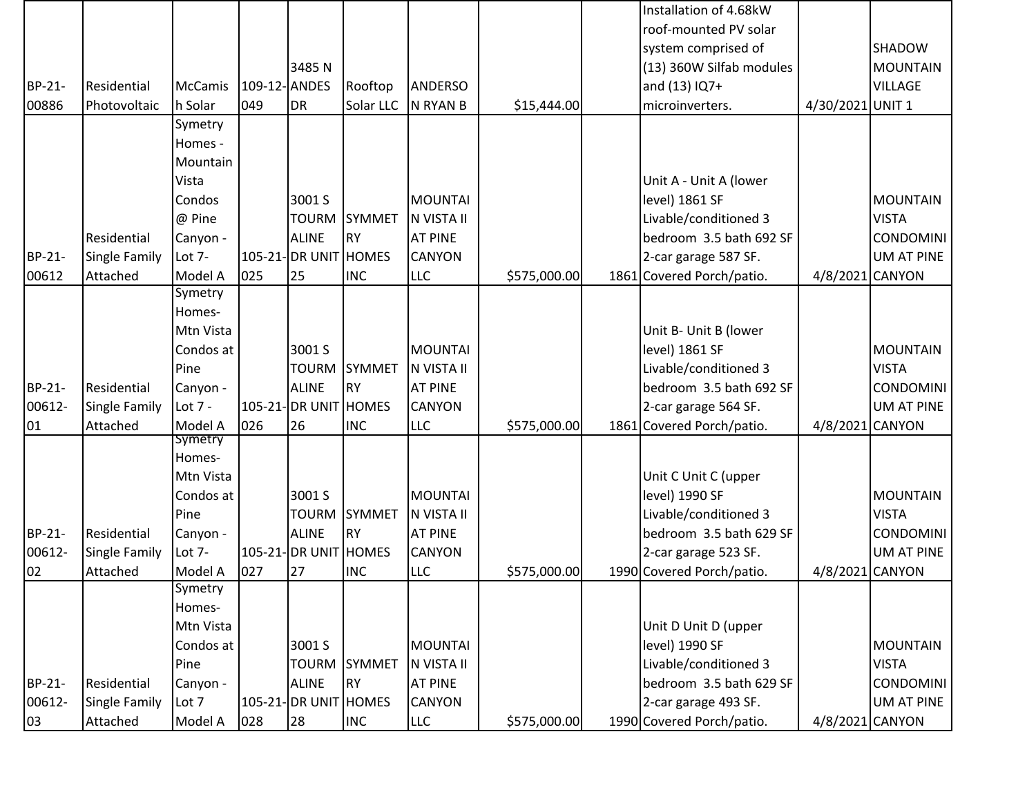| | | | | | | | | | | | |
|---|---|---|---|---|---|---|---|---|---|---|---|
| BP-21-00886 | Residential Photovoltaic | McCamish Solar | 109-12-049 | 3485 N ANDES DR | Rooftop Solar LLC | ANDERSON RYAN B | $15,444.00 | | Installation of 4.68kW roof-mounted PV solar system comprised of (13) 360W Silfab modules and (13) IQ7+ microinverters. | 4/30/2021 | SHADOW MOUNTAIN VILLAGE UNIT 1 |
| BP-21-00612 | Residential Single Family Attached | Symetry Homes - Mountain Vista Condos @ Pine Canyon - Lot 7-Model A | 105-21-025 | 3001 S TOURMALINE DR UNIT 25 | SYMMETRY HOMES INC | MOUNTAIN VISTA II AT PINE CANYON LLC | $575,000.00 | 1861 | Unit A - Unit A (lower level) 1861 SF Livable/conditioned 3 bedroom 3.5 bath 692 SF 2-car garage 587 SF. Covered Porch/patio. | 4/8/2021 | MOUNTAIN VISTA CONDOMINIUM AT PINE CANYON |
| BP-21-00612-01 | Residential Single Family Attached | Symetry Homes-Mtn Vista Condos at Pine Canyon - Lot 7 - Model A | 105-21-026 | 3001 S TOURMALINE DR UNIT 26 | SYMMETRY HOMES INC | MOUNTAIN VISTA II AT PINE CANYON LLC | $575,000.00 | 1861 | Unit B- Unit B (lower level) 1861 SF Livable/conditioned 3 bedroom 3.5 bath 692 SF 2-car garage 564 SF. Covered Porch/patio. | 4/8/2021 | MOUNTAIN VISTA CONDOMINIUM AT PINE CANYON |
| BP-21-00612-02 | Residential Single Family Attached | Symetry Homes-Mtn Vista Condos at Pine Canyon - Lot 7-Model A | 105-21-027 | 3001 S TOURMALINE DR UNIT 27 | SYMMETRY HOMES INC | MOUNTAIN VISTA II AT PINE CANYON LLC | $575,000.00 | 1990 | Unit C Unit C (upper level) 1990 SF Livable/conditioned 3 bedroom 3.5 bath 629 SF 2-car garage 523 SF. Covered Porch/patio. | 4/8/2021 | MOUNTAIN VISTA CONDOMINIUM AT PINE CANYON |
| BP-21-00612-03 | Residential Single Family Attached | Symetry Homes-Mtn Vista Condos at Pine Canyon - Lot 7 Model A | 105-21-028 | 3001 S TOURMALINE DR UNIT 28 | SYMMETRY HOMES INC | MOUNTAIN VISTA II AT PINE CANYON LLC | $575,000.00 | 1990 | Unit D Unit D (upper level) 1990 SF Livable/conditioned 3 bedroom 3.5 bath 629 SF 2-car garage 493 SF. Covered Porch/patio. | 4/8/2021 | MOUNTAIN VISTA CONDOMINIUM AT PINE CANYON |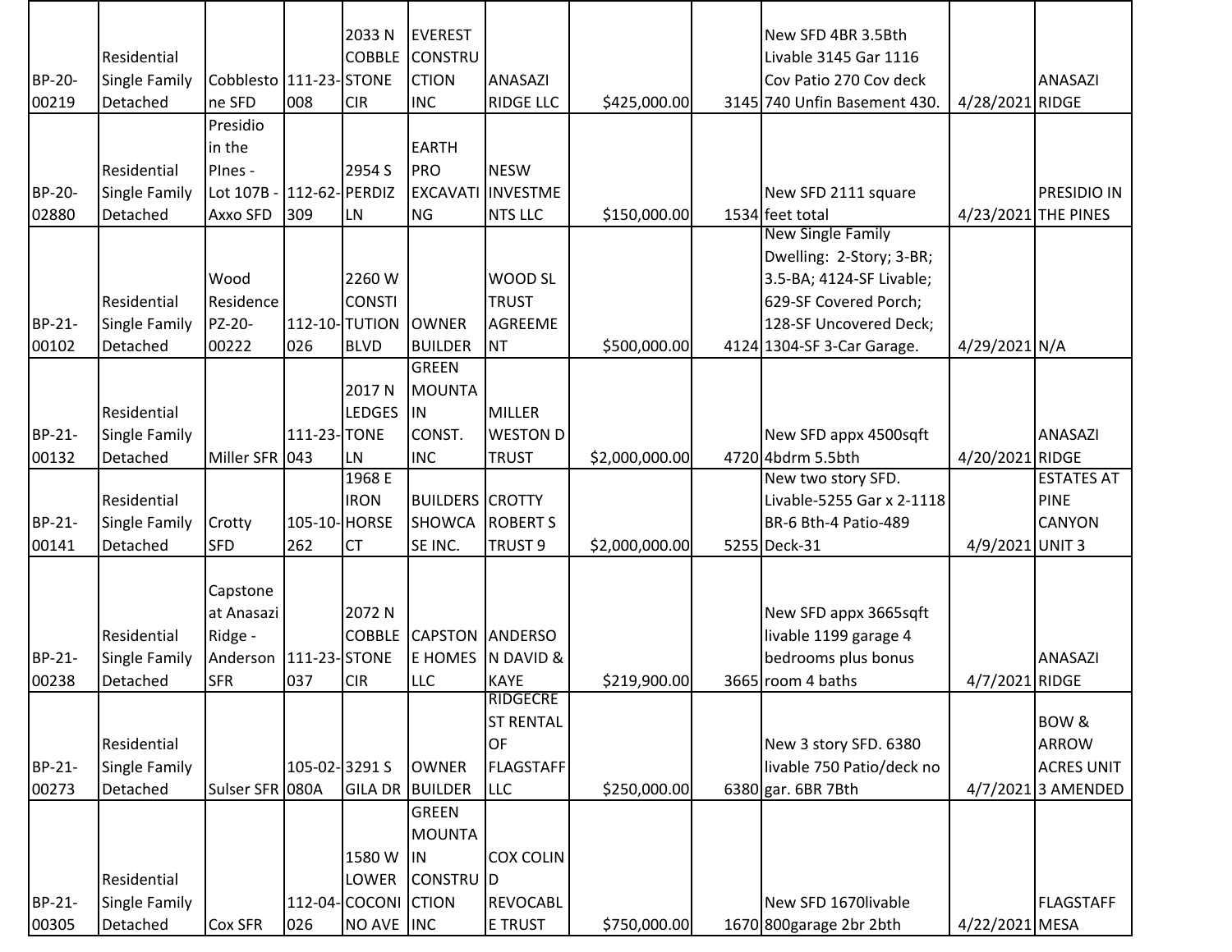| | | | | | | | | | | | |
|---|---|---|---|---|---|---|---|---|---|---|---|
| BP-20-00219 | Residential Single Family Detached | Cobblestone SFD | 111-23-008 | 2033 N COBBLESTONE CIR | EVEREST CONSTRUCTION INC | ANASAZI RIDGE LLC | $425,000.00 | 3145 | New SFD 4BR 3.5Bth Livable 3145 Gar 1116 Cov Patio 270 Cov deck 740 Unfin Basement 430. | 4/28/2021 | ANASAZI RIDGE |
| BP-20-02880 | Residential Single Family Detached | Presidio in the PInes - Lot 107B - Axxo SFD | 112-62-309 | 2954 S PERDIZ LN | EARTH PRO EXCAVATING | NESW INVESTMENTS LLC | $150,000.00 | 1534 | New SFD 2111 square feet total | 4/23/2021 | PRESIDIO IN THE PINES |
| BP-21-00102 | Residential Single Family Detached | Wood Residence PZ-20-00222 | 112-10-026 | 2260 W CONSTITUTION BLVD | OWNER BUILDER | WOOD SL TRUST AGREEMENT | $500,000.00 | 4124 | New Single Family Dwelling: 2-Story; 3-BR; 3.5-BA; 4124-SF Livable; 629-SF Covered Porch; 128-SF Uncovered Deck; 1304-SF 3-Car Garage. | 4/29/2021 | N/A |
| BP-21-00132 | Residential Single Family Detached | Miller SFR | 111-23-043 | 2017 N LEDGESTONE LN | GREEN MOUNTAIN CONST. INC | MILLER WESTON D TRUST | $2,000,000.00 | 4720 | New SFD appx 4500sqft 4bdrm 5.5bth | 4/20/2021 | ANASAZI RIDGE |
| BP-21-00141 | Residential Single Family Detached | Crotty SFD | 105-10-262 | 1968 E IRON HORSE CT | BUILDERS SHOWCASE INC. | CROTTY ROBERT S TRUST 9 | $2,000,000.00 | 5255 | New two story SFD. Livable-5255 Gar x 2-1118 BR-6 Bth-4 Patio-489 Deck-31 | 4/9/2021 | ESTATES AT PINE CANYON UNIT 3 |
| BP-21-00238 | Residential Single Family Detached | Capstone at Anasazi Ridge - Anderson SFR | 111-23-037 | 2072 N COBBLESTONE CIR | CAPSTONE HOMES LLC | ANDERSON DAVID & KAYE | $219,900.00 | 3665 | New SFD appx 3665sqft livable 1199 garage 4 bedrooms plus bonus room 4 baths | 4/7/2021 | ANASAZI RIDGE |
| BP-21-00273 | Residential Single Family Detached | Sulser SFR | 105-02-080A | 3291 S GILA DR | OWNER BUILDER | RIDGECREST RENTAL OF FLAGSTAFF LLC | $250,000.00 | 6380 | New 3 story SFD. 6380 livable 750 Patio/deck no gar. 6BR 7Bth | 4/7/2021 | BOW & ARROW ACRES UNIT 3 AMENDED |
| BP-21-00305 | Residential Single Family Detached | Cox SFR | 112-04-026 | 1580 W LOWER COCONINO AVE | GREEN MOUNTAIN CONSTRUCTION INC | COX COLIN D REVOCABLE TRUST | $750,000.00 | 1670 | New SFD 1670livable 800garage 2br 2bth | 4/22/2021 | FLAGSTAFF MESA |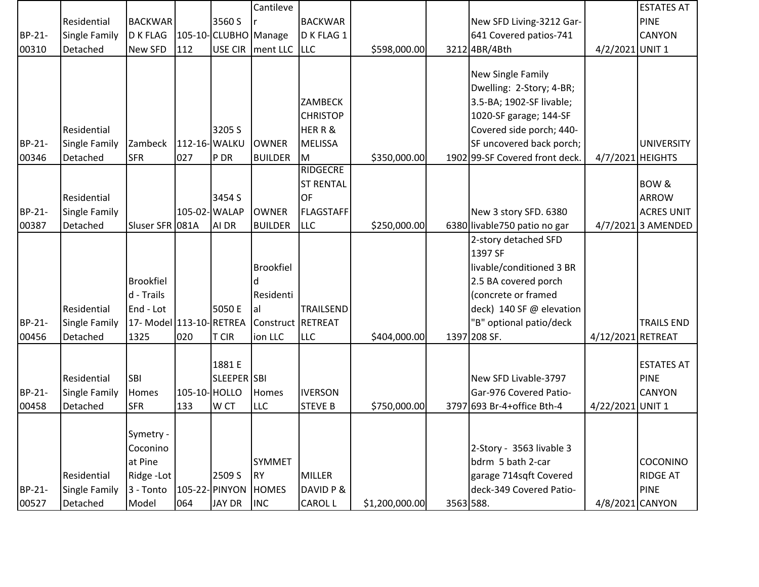| BP-21-00310 | Residential Single Family Detached | BACKWARD K FLAG New SFD | 105-10-112 | 3560 S CLUBHOUSE CIR | Cantilever Management LLC | BACKWARD K FLAG 1 LLC | $598,000.00 | 3212 | New SFD Living-3212 Gar-641 Covered patios-741 4BR/4Bth | 4/2/2021 | ESTATES AT PINE CANYON UNIT 1 |
|---|---|---|---|---|---|---|---|---|---|---|---|
| BP-21-00346 | Residential Single Family Detached | Zambeck SFR | 112-16-027 | 3205 S WALKUP DR | OWNER BUILDER | ZAMBECK CHRISTOPHER R & MELISSA M | $350,000.00 | 1902 | New Single Family Dwelling: 2-Story; 4-BR; 3.5-BA; 1902-SF livable; 1020-SF garage; 144-SF Covered side porch; 440-SF uncovered back porch; 99-SF Covered front deck. | 4/7/2021 | UNIVERSITY HEIGHTS |
| BP-21-00387 | Residential Single Family Detached | Sluser SFR | 105-02-081A | 3454 S WALAPAI DR | OWNER BUILDER | RIDGECREST RENTAL OF FLAGSTAFF LLC | $250,000.00 | 6380 | New 3 story SFD. 6380 livable750 patio no gar | 4/7/2021 | BOW & ARROW ACRES UNIT 3 AMENDED |
| BP-21-00456 | Residential Single Family Detached | Brookfield - Trails End - Lot 17- Model 1325 | 113-10-020 | 5050 E RETREAT CIR | Brookfield Residential Construction LLC | TRAILSEND RETREAT LLC | $404,000.00 | 1397 | 2-story detached SFD 1397 SF livable/conditioned 3 BR 2.5 BA covered porch (concrete or framed deck) 140 SF @ elevation "B" optional patio/deck 208 SF. | 4/12/2021 | TRAILS END RETREAT |
| BP-21-00458 | Residential Single Family Detached | SBI Homes SFR | 105-10-133 | 1881 E SLEEPER HOLLOW CT | SBI Homes LLC | IVERSON STEVE B | $750,000.00 | 3797 | New SFD Livable-3797 Gar-976 Covered Patio-693 Br-4+office Bth-4 | 4/22/2021 | ESTATES AT PINE CANYON UNIT 1 |
| BP-21-00527 | Residential Single Family Detached | Symetry - Coconino at Pine Ridge -Lot 3 - Tonto Model | 105-22-064 | 2509 S PINYON JAY DR | SYMMETRY HOMES INC | MILLER DAVID P & CAROL L | $1,200,000.00 | 3563 | 2-Story - 3563 livable 3 bdrm 5 bath 2-car garage 714sqft Covered deck-349 Covered Patio-588. | 4/8/2021 | COCONINO RIDGE AT PINE CANYON |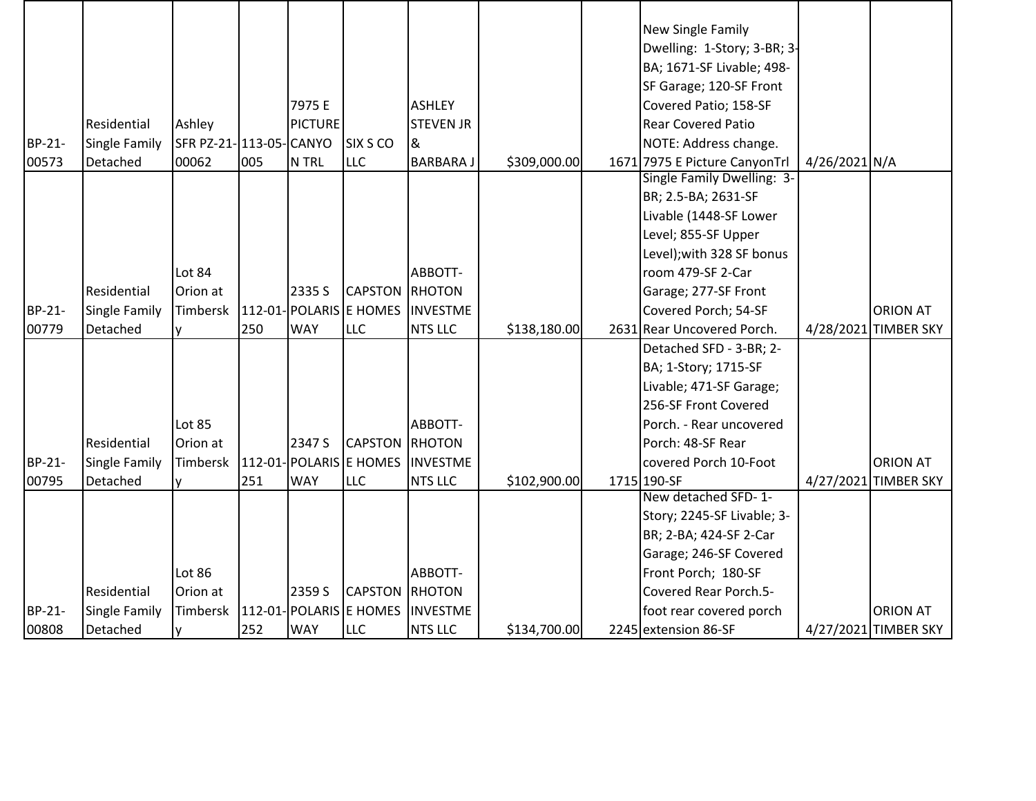| BP-21-00573 | Residential Single Family Detached | Ashley SFR PZ-21-00062 | 113-05-005 | 7975 E PICTURE CANYON TRL | SIX S CO LLC | ASHLEY STEVEN JR & BARBARA J | $309,000.00 | 1671 | New Single Family Dwelling: 1-Story; 3-BR; 3-BA; 1671-SF Livable; 498-SF Garage; 120-SF Front Covered Patio; 158-SF Rear Covered Patio NOTE: Address change. 7975 E Picture CanyonTrl | 4/26/2021 | N/A |
|---|---|---|---|---|---|---|---|---|---|---|---|
| BP-21-00779 | Residential Single Family Detached | Lot 84 Orion at Timbersky | 112-01-250 | 2335 S POLARIS WAY | CAPSTONE HOMES LLC | ABBOTT-RHOTON INVESTMENTS LLC | $138,180.00 | 2631 | Single Family Dwelling: 3-BR; 2.5-BA; 2631-SF Livable (1448-SF Lower Level; 855-SF Upper Level);with 328 SF bonus room 479-SF 2-Car Garage; 277-SF Front Covered Porch; 54-SF Rear Uncovered Porch. | 4/28/2021 | ORION AT TIMBER SKY |
| BP-21-00795 | Residential Single Family Detached | Lot 85 Orion at Timbersky | 112-01-251 | 2347 S POLARIS WAY | CAPSTONE HOMES LLC | ABBOTT-RHOTON INVESTMENTS LLC | $102,900.00 | 1715 | Detached SFD - 3-BR; 2-BA; 1-Story; 1715-SF Livable; 471-SF Garage; 256-SF Front Covered Porch. - Rear uncovered Porch: 48-SF Rear covered Porch 10-Foot 190-SF | 4/27/2021 | ORION AT TIMBER SKY |
| BP-21-00808 | Residential Single Family Detached | Lot 86 Orion at Timbersky | 112-01-252 | 2359 S POLARIS WAY | CAPSTONE HOMES LLC | ABBOTT-RHOTON INVESTMENTS LLC | $134,700.00 | 2245 | New detached SFD- 1-Story; 2245-SF Livable; 3-BR; 2-BA; 424-SF 2-Car Garage; 246-SF Covered Front Porch; 180-SF Covered Rear Porch.5-foot rear covered porch extension 86-SF | 4/27/2021 | ORION AT TIMBER SKY |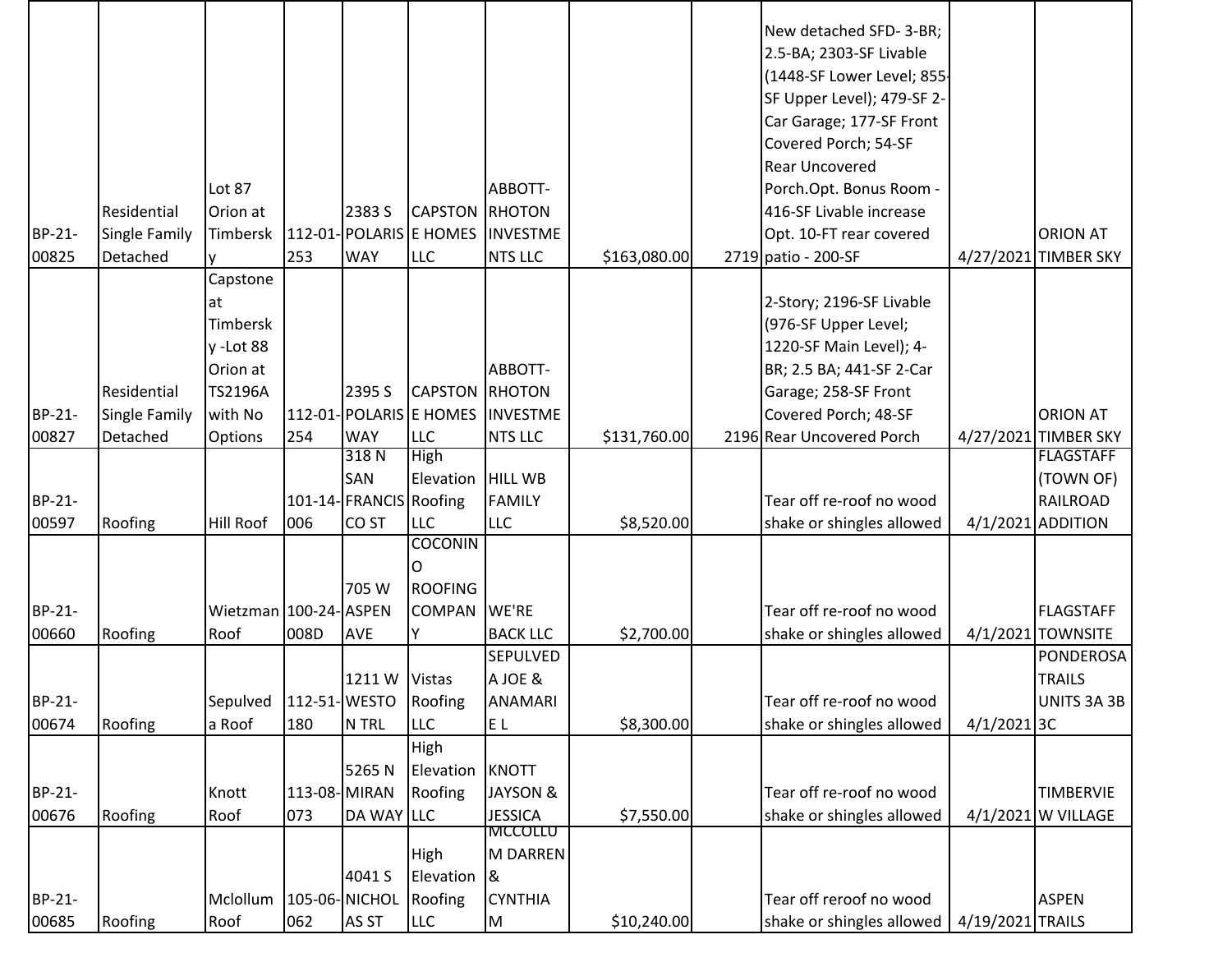| | | | | | | | | | | | |
|---|---|---|---|---|---|---|---|---|---|---|---|
| BP-21-00825 | Residential Single Family Detached | Lot 87 Orion at Timbersky | 112-01-253 | 2383 S POLARIS WAY | CAPSTONE HOMES LLC | ABBOTT-RHOTON INVESTMENTS LLC | $163,080.00 | 2719 | New detached SFD- 3-BR; 2.5-BA; 2303-SF Livable (1448-SF Lower Level; 855-SF Upper Level); 479-SF 2-Car Garage; 177-SF Front Covered Porch; 54-SF Rear Uncovered Porch.Opt. Bonus Room - 416-SF Livable increase Opt. 10-FT rear covered patio - 200-SF | 4/27/2021 | ORION AT TIMBER SKY |
| BP-21-00827 | Residential Single Family Detached | Capstone at Timbersky -Lot 88 Orion at TS2196A with No Options | 112-01-254 | 2395 S POLARIS WAY | CAPSTONE HOMES LLC | ABBOTT-RHOTON INVESTMENTS LLC | $131,760.00 | 2196 | 2-Story; 2196-SF Livable (976-SF Upper Level; 1220-SF Main Level); 4-BR; 2.5 BA; 441-SF 2-Car Garage; 258-SF Front Covered Porch; 48-SF Rear Uncovered Porch | 4/27/2021 | ORION AT TIMBER SKY |
| BP-21-00597 | Roofing | Hill Roof | 101-14-006 | 318 N SAN FRANCISCO ST | High Elevation Roofing LLC | HILL WB FAMILY LLC | $8,520.00 | | Tear off re-roof no wood shake or shingles allowed | 4/1/2021 | FLAGSTAFF (TOWN OF) RAILROAD ADDITION |
| BP-21-00660 | Roofing | Wietzman Roof | 100-24-008D | 705 W ASPEN AVE | COCONINO ROOFING COMPANY | WE'RE BACK LLC | $2,700.00 | | Tear off re-roof no wood shake or shingles allowed | 4/1/2021 | FLAGSTAFF TOWNSITE |
| BP-21-00674 | Roofing | Sepulveda Roof | 112-51-180 | 1211 W WESTON TRL | Vistas Roofing LLC | SEPULVEDA JOE & ANAMARIE L | $8,300.00 | | Tear off re-roof no wood shake or shingles allowed | 4/1/2021 | PONDEROSA TRAILS UNITS 3A 3B 3C |
| BP-21-00676 | Roofing | Knott Roof | 113-08-073 | 5265 N MIRANDA WAY | High Elevation Roofing LLC | KNOTT JAYSON & JESSICA | $7,550.00 | | Tear off re-roof no wood shake or shingles allowed | 4/1/2021 | TIMBERVIEW VILLAGE |
| BP-21-00685 | Roofing | Mclollum Roof | 105-06-062 | 4041 S NICHOLAS ST | High Elevation Roofing LLC | MCCOLLUM DARREN & CYNTHIA M | $10,240.00 | | Tear off reroof no wood shake or shingles allowed | 4/19/2021 | ASPEN TRAILS |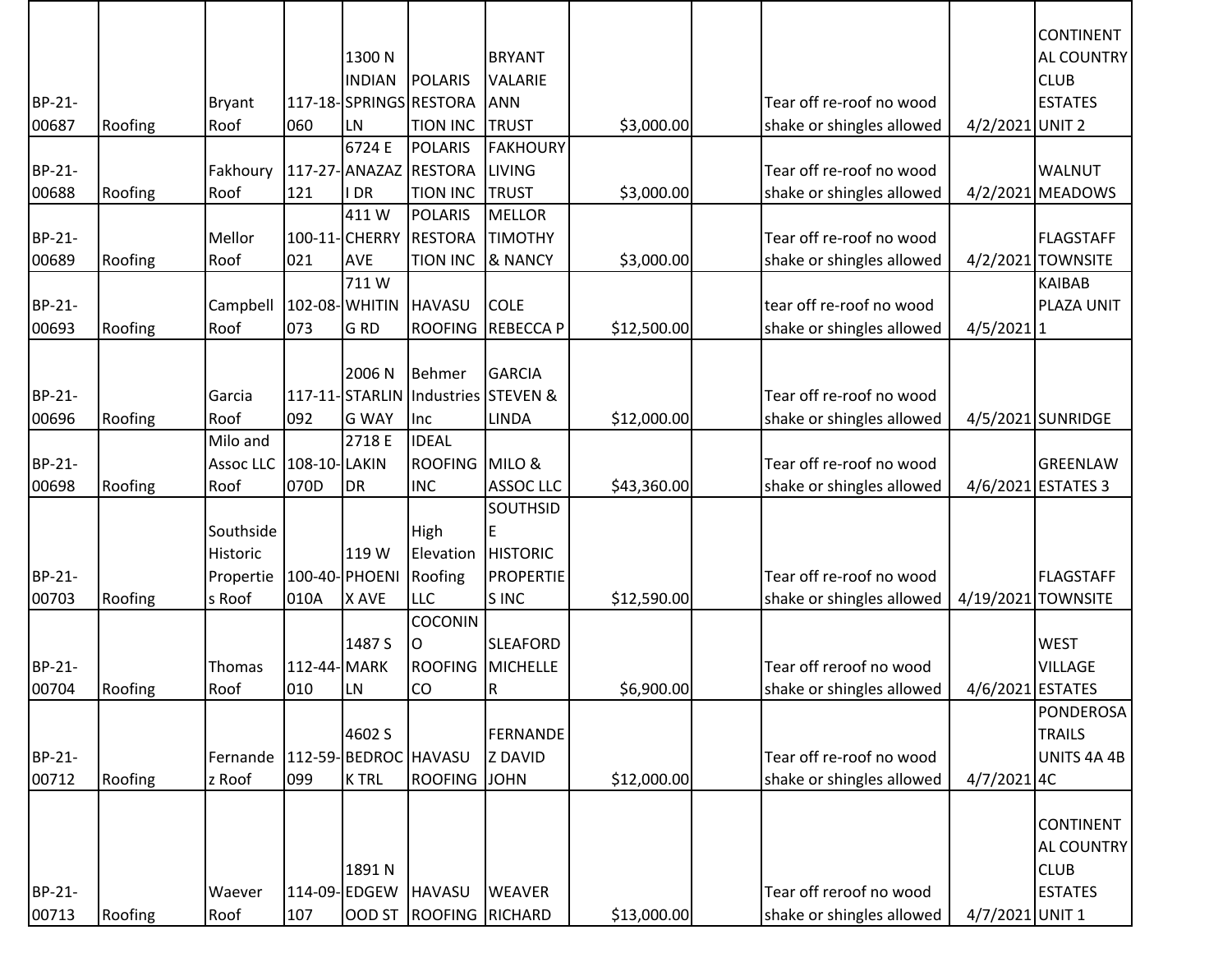| | | | | | | | | | | | |
|---|---|---|---|---|---|---|---|---|---|---|---|
| BP-21-00687 | Roofing | Bryant Roof | 117-18-060 | 1300 N INDIAN SPRINGS LN | POLARIS RESTORATION INC | BRYANT VALARIE ANN TRUST | $3,000.00 | | Tear off re-roof no wood shake or shingles allowed | 4/2/2021 | CONTINENTAL COUNTRY CLUB ESTATES UNIT 2 |
| BP-21-00688 | Roofing | Fakhoury Roof | 117-27-121 | 6724 E ANAZAZI DR | POLARIS RESTORATION INC | FAKHOURY LIVING TRUST | $3,000.00 | | Tear off re-roof no wood shake or shingles allowed | 4/2/2021 | WALNUT MEADOWS |
| BP-21-00689 | Roofing | Mellor Roof | 100-11-021 | 411 W CHERRY AVE | POLARIS RESTORATION INC | MELLOR TIMOTHY & NANCY | $3,000.00 | | Tear off re-roof no wood shake or shingles allowed | 4/2/2021 | FLAGSTAFF TOWNSITE |
| BP-21-00693 | Roofing | Campbell Roof | 102-08-073 | 711 W WHITING RD | HAVASU ROOFING | COLE REBECCA P | $12,500.00 | | tear off re-roof no wood shake or shingles allowed | 4/5/2021 | KAIBAB PLAZA UNIT 1 |
| BP-21-00696 | Roofing | Garcia Roof | 117-11-092 | 2006 N STARLING WAY | Behmer Industries Inc | GARCIA STEVEN & LINDA | $12,000.00 | | Tear off re-roof no wood shake or shingles allowed | 4/5/2021 | SUNRIDGE |
| BP-21-00698 | Roofing | Milo and Assoc LLC Roof | 108-10-070D | 2718 E LAKIN DR | IDEAL ROOFING INC | MILO & ASSOC LLC | $43,360.00 | | Tear off re-roof no wood shake or shingles allowed | 4/6/2021 | GREENLAW ESTATES 3 |
| BP-21-00703 | Roofing | Southside Historic Properties Roof | 100-40-010A | 119 W PHOENIX AVE | High Elevation Roofing LLC | SOUTHSIDE HISTORIC PROPERTIES INC | $12,590.00 | | Tear off re-roof no wood shake or shingles allowed | 4/19/2021 | FLAGSTAFF TOWNSITE |
| BP-21-00704 | Roofing | Thomas Roof | 112-44-010 | 1487 S MARK LN | COCONINO ROOFING CO | SLEAFORD MICHELLE R | $6,900.00 | | Tear off reroof no wood shake or shingles allowed | 4/6/2021 | WEST VILLAGE ESTATES |
| BP-21-00712 | Roofing | Fernandez Roof | 112-59-099 | 4602 S BEDROCK TRL | HAVASU ROOFING | FERNANDEZ DAVID JOHN | $12,000.00 | | Tear off re-roof no wood shake or shingles allowed | 4/7/2021 | PONDEROSA TRAILS UNITS 4A 4B 4C |
| BP-21-00713 | Roofing | Waever Roof | 114-09-107 | 1891 N EDGEWOOD ST | HAVASU ROOFING | WEAVER RICHARD | $13,000.00 | | Tear off reroof no wood shake or shingles allowed | 4/7/2021 | CONTINENTAL COUNTRY CLUB ESTATES UNIT 1 |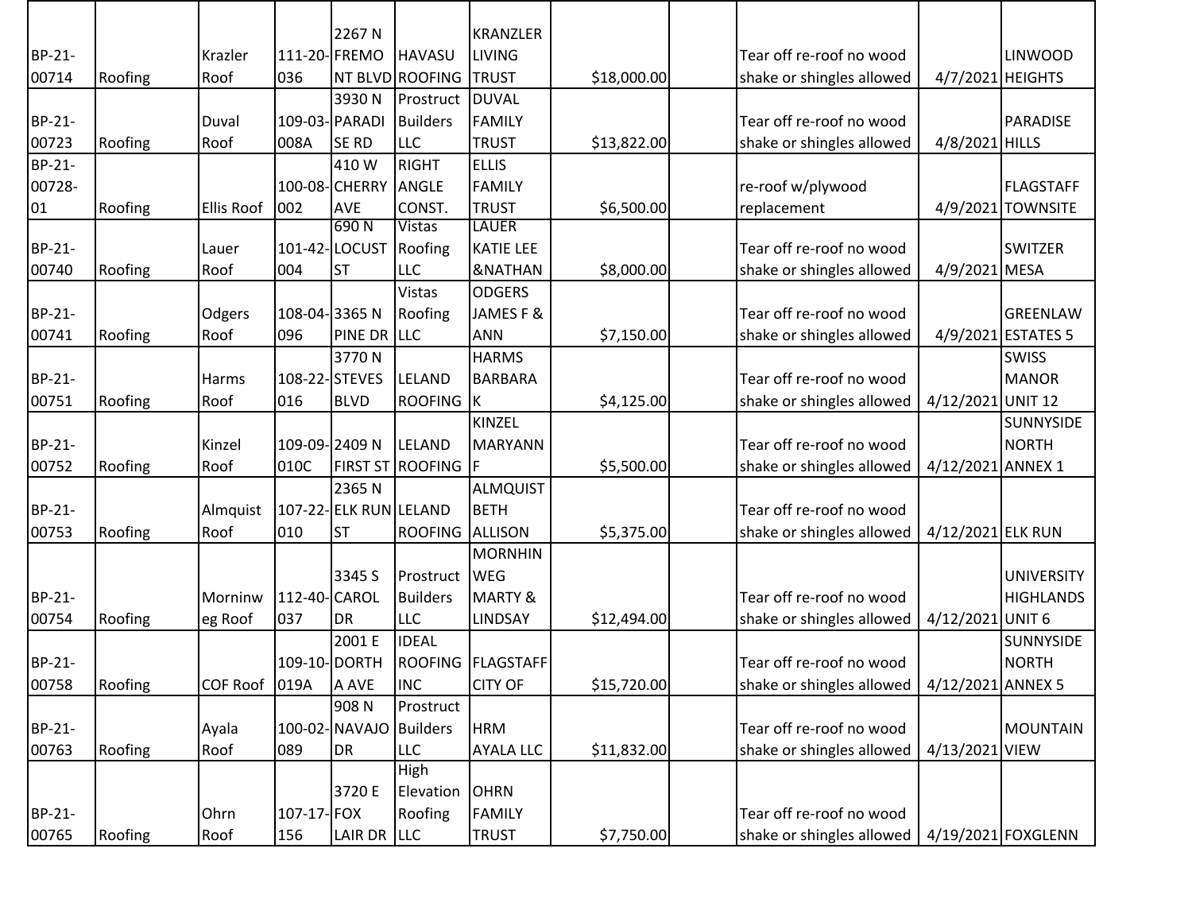| | | | | | | | | | | | |
|---|---|---|---|---|---|---|---|---|---|---|---|
| BP-21-00714 | Roofing | Krazler Roof | 111-20-036 | 2267 N FREMONT BLVD | HAVASU ROOFING | KRANZLER LIVING TRUST | $18,000.00 | | Tear off re-roof no wood shake or shingles allowed | 4/7/2021 | LINWOOD HEIGHTS |
| BP-21-00723 | Roofing | Duval Roof | 109-03-008A | 3930 N PARADISE RD | Prostruct Builders LLC | DUVAL FAMILY TRUST | $13,822.00 | | Tear off re-roof no wood shake or shingles allowed | 4/8/2021 | PARADISE HILLS |
| BP-21-00728-01 | Roofing | Ellis Roof | 100-08-002 | 410 W CHERRY AVE | RIGHT ANGLE CONST. | ELLIS FAMILY TRUST | $6,500.00 | | re-roof w/plywood replacement | 4/9/2021 | FLAGSTAFF TOWNSITE |
| BP-21-00740 | Roofing | Lauer Roof | 101-42-004 | 690 N LOCUST ST | Vistas Roofing LLC | LAUER KATIE LEE &NATHAN | $8,000.00 | | Tear off re-roof no wood shake or shingles allowed | 4/9/2021 | SWITZER MESA |
| BP-21-00741 | Roofing | Odgers Roof | 108-04-096 | 3365 N PINE DR | Vistas Roofing LLC | ODGERS JAMES F & ANN | $7,150.00 | | Tear off re-roof no wood shake or shingles allowed | 4/9/2021 | GREENLAW ESTATES 5 |
| BP-21-00751 | Roofing | Harms Roof | 108-22-016 | 3770 N STEVES BLVD | LELAND ROOFING | HARMS BARBARA K | $4,125.00 | | Tear off re-roof no wood shake or shingles allowed | 4/12/2021 | SWISS MANOR UNIT 12 |
| BP-21-00752 | Roofing | Kinzel Roof | 109-09-010C | 2409 N FIRST ST | LELAND ROOFING | KINZEL MARYANN F | $5,500.00 | | Tear off re-roof no wood shake or shingles allowed | 4/12/2021 | SUNNYSIDE NORTH ANNEX 1 |
| BP-21-00753 | Roofing | Almquist Roof | 107-22-010 | 2365 N ELK RUN ST | LELAND ROOFING | ALMQUIST BETH ALLISON | $5,375.00 | | Tear off re-roof no wood shake or shingles allowed | 4/12/2021 | ELK RUN |
| BP-21-00754 | Roofing | Morninweg Roof | 112-40-037 | 3345 S CAROL DR | Prostruct Builders LLC | MORNHINWEG MARTY & LINDSAY | $12,494.00 | | Tear off re-roof no wood shake or shingles allowed | 4/12/2021 | UNIVERSITY HIGHLANDS UNIT 6 |
| BP-21-00758 | Roofing | COF Roof | 109-10-019A | 2001 E DORTHA AVE | IDEAL ROOFING INC | FLAGSTAFF CITY OF | $15,720.00 | | Tear off re-roof no wood shake or shingles allowed | 4/12/2021 | SUNNYSIDE NORTH ANNEX 5 |
| BP-21-00763 | Roofing | Ayala Roof | 100-02-089 | 908 N NAVAJO DR | Prostruct Builders LLC | HRM AYALA LLC | $11,832.00 | | Tear off re-roof no wood shake or shingles allowed | 4/13/2021 | MOUNTAIN VIEW |
| BP-21-00765 | Roofing | Ohrn Roof | 107-17-156 | 3720 E FOX LAIR DR | High Elevation Roofing LLC | OHRN FAMILY TRUST | $7,750.00 | | Tear off re-roof no wood shake or shingles allowed | 4/19/2021 | FOXGLENN |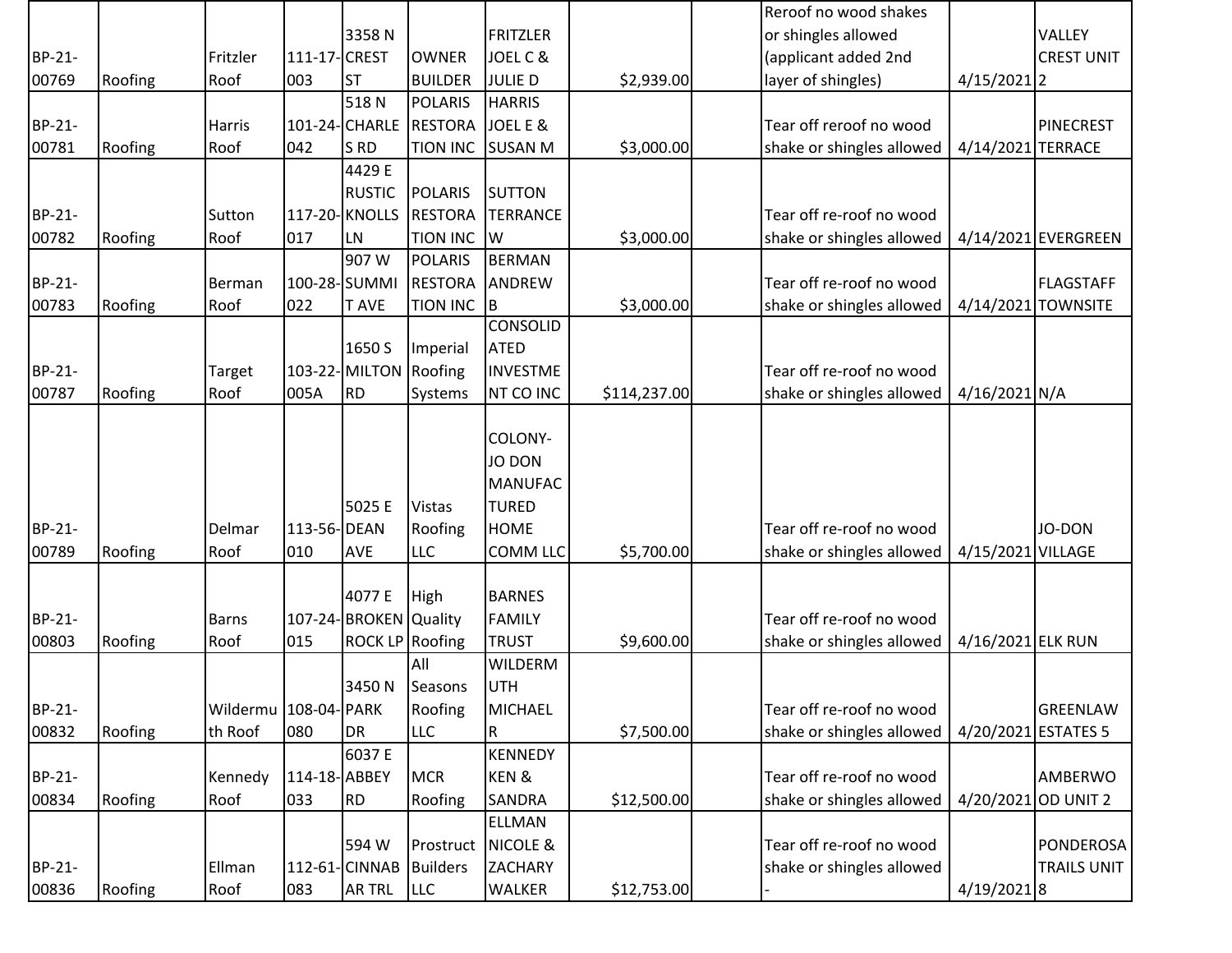| | | | | | | | | | | | |
|---|---|---|---|---|---|---|---|---|---|---|---|
| BP-21-00769 | Roofing | Fritzler Roof | 111-17-003 | 3358 N CREST ST | OWNER BUILDER | FRITZLER JOEL C & JULIE D | $2,939.00 | | Reroof no wood shakes or shingles allowed (applicant added 2nd layer of shingles) | 4/15/2021 | VALLEY CREST UNIT 2 |
| BP-21-00781 | Roofing | Harris Roof | 101-24-042 | 518 N CHARLES RD | POLARIS RESTORATION INC | HARRIS JOEL E & SUSAN M | $3,000.00 | | Tear off reroof no wood shake or shingles allowed | 4/14/2021 | PINECREST TERRACE |
| BP-21-00782 | Roofing | Sutton Roof | 117-20-017 | 4429 E RUSTIC KNOLLS LN | POLARIS RESTORATION INC | SUTTON TERRANCE W | $3,000.00 | | Tear off re-roof no wood shake or shingles allowed | 4/14/2021 | EVERGREEN |
| BP-21-00783 | Roofing | Berman Roof | 100-28-022 | 907 W SUMMIT AVE | POLARIS RESTORATION INC | BERMAN ANDREW B | $3,000.00 | | Tear off re-roof no wood shake or shingles allowed | 4/14/2021 | FLAGSTAFF TOWNSITE |
| BP-21-00787 | Roofing | Target Roof | 103-22-005A | 1650 S MILTON RD | Imperial Roofing Systems | CONSOLIDATED INVESTMENT CO INC | $114,237.00 | | Tear off re-roof no wood shake or shingles allowed | 4/16/2021 | N/A |
| BP-21-00789 | Roofing | Delmar Roof | 113-56-010 | 5025 E DEAN AVE | Vistas Roofing LLC | COLONY-JO DON MANUFACTURED HOME COMM LLC | $5,700.00 | | Tear off re-roof no wood shake or shingles allowed | 4/15/2021 | JO-DON VILLAGE |
| BP-21-00803 | Roofing | Barns Roof | 107-24-015 | 4077 E BROKEN ROCK LP | High Quality Roofing | BARNES FAMILY TRUST | $9,600.00 | | Tear off re-roof no wood shake or shingles allowed | 4/16/2021 | ELK RUN |
| BP-21-00832 | Roofing | Wildermuth Roof | 108-04-080 | 3450 N PARK DR | All Seasons Roofing LLC | WILDERMUTH MICHAEL R | $7,500.00 | | Tear off re-roof no wood shake or shingles allowed | 4/20/2021 | GREENLAW ESTATES 5 |
| BP-21-00834 | Roofing | Kennedy Roof | 114-18-033 | 6037 E ABBEY RD | MCR Roofing | KENNEDY KEN & SANDRA | $12,500.00 | | Tear off re-roof no wood shake or shingles allowed | 4/20/2021 | AMBERWOOD UNIT 2 |
| BP-21-00836 | Roofing | Ellman Roof | 112-61-083 | 594 W CINNABAR TRL | Prostruct Builders LLC | ELLMAN NICOLE & ZACHARY WALKER | $12,753.00 | | Tear off re-roof no wood shake or shingles allowed - | 4/19/2021 | PONDEROSA TRAILS UNIT 8 |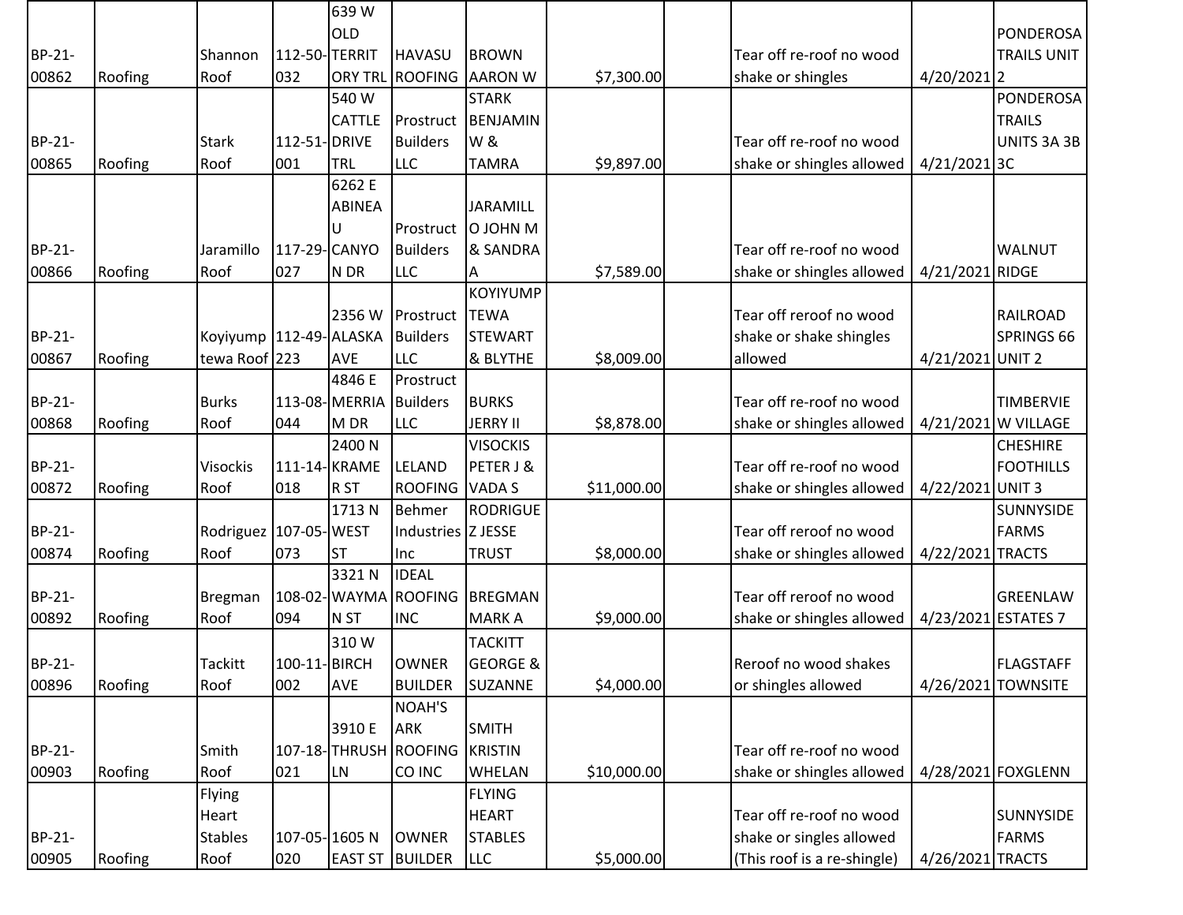| | | | | | | | | | | | |
|---|---|---|---|---|---|---|---|---|---|---|---|
| BP-21-00862 | Roofing | Shannon Roof | 112-50-032 | 639 W OLD TERRITORY TRL | HAVASU ROOFING | BROWN AARON W | $7,300.00 | | Tear off re-roof no wood shake or shingles | 4/20/2021 | PONDEROSA TRAILS UNIT 2 |
| BP-21-00865 | Roofing | Stark Roof | 112-51-001 | 540 W CATTLE DRIVE TRL | Prostruct Builders LLC | STARK BENJAMIN W & TAMRA | $9,897.00 | | Tear off re-roof no wood shake or shingles allowed | 4/21/2021 | PONDEROSA TRAILS UNITS 3A 3B 3C |
| BP-21-00866 | Roofing | Jaramillo Roof | 117-29-027 | 6262 E ABINEAU CANYON DR | Prostruct Builders LLC | JARAMILLO JOHN M & SANDRA A | $7,589.00 | | Tear off re-roof no wood shake or shingles allowed | 4/21/2021 | WALNUT RIDGE |
| BP-21-00867 | Roofing | Koyiyumptewa Roof | 112-49-223 | 2356 W ALASKA AVE | Prostruct Builders LLC | KOYIYUMPTEWA STEWART & BLYTHE | $8,009.00 | | Tear off reroof no wood shake or shake shingles allowed | 4/21/2021 | RAILROAD SPRINGS 66 UNIT 2 |
| BP-21-00868 | Roofing | Burks Roof | 113-08-044 | 4846 E MERRIAM DR | Prostruct Builders LLC | BURKS JERRY II | $8,878.00 | | Tear off re-roof no wood shake or shingles allowed | 4/21/2021 | TIMBERVIEW VILLAGE |
| BP-21-00872 | Roofing | Visockis Roof | 111-14-018 | 2400 N KRAMER ST | LELAND ROOFING | VISOCKIS PETER J & VADA S | $11,000.00 | | Tear off re-roof no wood shake or shingles allowed | 4/22/2021 | CHESHIRE FOOTHILLS UNIT 3 |
| BP-21-00874 | Roofing | Rodriguez Roof | 107-05-073 | 1713 N WEST ST | Behmer Industries Inc | RODRIGUEZ JESSE TRUST | $8,000.00 | | Tear off reroof no wood shake or shingles allowed | 4/22/2021 | SUNNYSIDE FARMS TRACTS |
| BP-21-00892 | Roofing | Bregman Roof | 108-02-094 | 3321 N WAYMAN ST | IDEAL ROOFING INC | BREGMAN MARK A | $9,000.00 | | Tear off reroof no wood shake or shingles allowed | 4/23/2021 | GREENLAW ESTATES 7 |
| BP-21-00896 | Roofing | Tackitt Roof | 100-11-002 | 310 W BIRCH AVE | OWNER BUILDER | TACKITT GEORGE & SUZANNE | $4,000.00 | | Reroof no wood shakes or shingles allowed | 4/26/2021 | FLAGSTAFF TOWNSITE |
| BP-21-00903 | Roofing | Smith Roof | 107-18-021 | 3910 E THRUSH LN | NOAH'S ARK ROOFING CO INC | SMITH KRISTIN WHELAN | $10,000.00 | | Tear off re-roof no wood shake or shingles allowed | 4/28/2021 | FOXGLENN |
| BP-21-00905 | Roofing | Flying Heart Stables Roof | 107-05-020 | 1605 N EAST ST | OWNER BUILDER | FLYING HEART STABLES LLC | $5,000.00 | | Tear off re-roof no wood shake or singles allowed (This roof is a re-shingle) | 4/26/2021 | SUNNYSIDE FARMS TRACTS |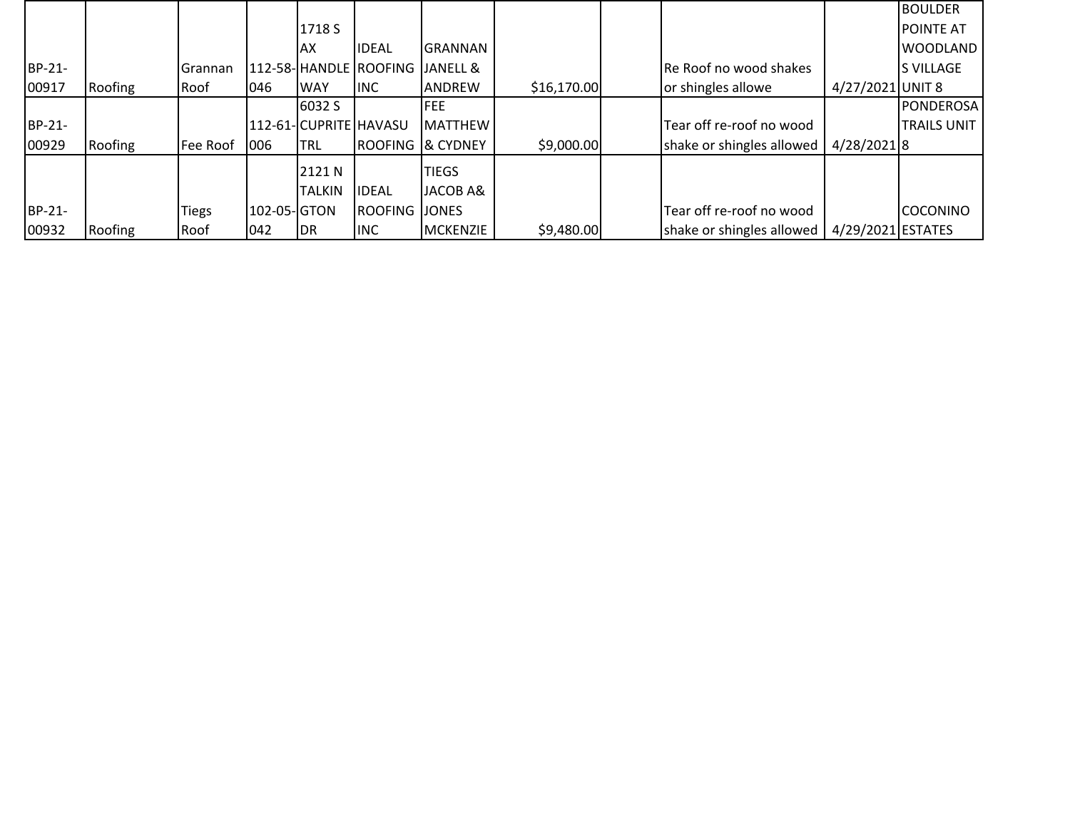| | | | | | | | | | | | |
|---|---|---|---|---|---|---|---|---|---|---|---|
| BP-21-00917 | Roofing | Grannan Roof | 112-58-046 | 1718 S AX HANDLE WAY | IDEAL ROOFING INC | GRANNAN JANELL & ANDREW | $16,170.00 | | Re Roof no wood shakes or shingles allowe | 4/27/2021 | BOULDER POINTE AT WOODLANDS VILLAGE UNIT 8 |
| BP-21-00929 | Roofing | Fee Roof | 112-61-006 | 6032 S CUPRITE TRL | HAVASU ROOFING | FEE MATTHEW & CYDNEY | $9,000.00 | | Tear off re-roof no wood shake or shingles allowed | 4/28/2021 | PONDEROSA TRAILS UNIT 8 |
| BP-21-00932 | Roofing | Tiegs Roof | 102-05-042 | 2121 N TALKINGTON DR | IDEAL ROOFING INC | TIEGS JACOB A& JONES MCKENZIE | $9,480.00 | | Tear off re-roof no wood shake or shingles allowed | 4/29/2021 | COCONINO ESTATES |